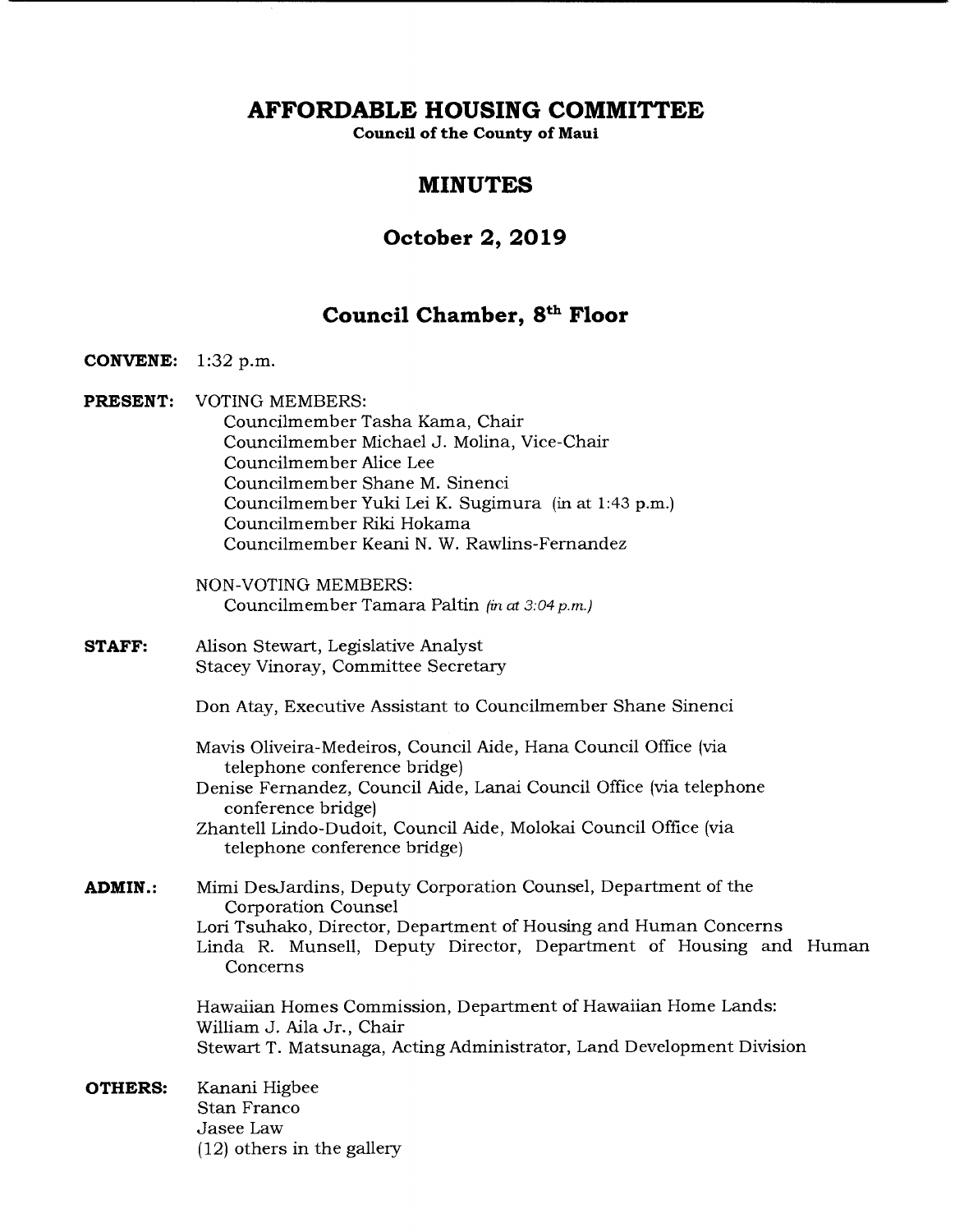# AFFORDABLE HOUSING COMMITTEE

**Council of the County of Maui**

## MINUTES

## October 2, 2019

## Council Chamber, 8th Floor

**CONVENE:** 1:32 p.m.

**PRESENT:** VOTING MEMBERS:
- Councilmember Tasha Kama, Chair
- Councilmember Michael J. Molina, Vice-Chair
- Councilmember Alice Lee
- Councilmember Shane M. Sinenci
- Councilmember Yuki Lei K. Sugimura (in at 1:43 p.m.)
- Councilmember Riki Hokama
- Councilmember Keani N. W. Rawlins-Fernandez

NON-VOTING MEMBERS:
- Councilmember Tamara Paltin *(in at 3:04 p.m.)*

**STAFF:**
Alison Stewart, Legislative Analyst
Stacey Vinoray, Committee Secretary

Don Atay, Executive Assistant to Councilmember Shane Sinenci

Mavis Oliveira-Medeiros, Council Aide, Hana Council Office (via telephone conference bridge)
Denise Fernandez, Council Aide, Lanai Council Office (via telephone conference bridge)
Zhantell Lindo-Dudoit, Council Aide, Molokai Council Office (via telephone conference bridge)

**ADMIN.:**
Mimi DesJardins, Deputy Corporation Counsel, Department of the Corporation Counsel
Lori Tsuhako, Director, Department of Housing and Human Concerns
Linda R. Munsell, Deputy Director, Department of Housing and Human Concerns

Hawaiian Homes Commission, Department of Hawaiian Home Lands:
William J. Aila Jr., Chair
Stewart T. Matsunaga, Acting Administrator, Land Development Division

**OTHERS:**
Kanani Higbee
Stan Franco
Jasee Law
(12) others in the gallery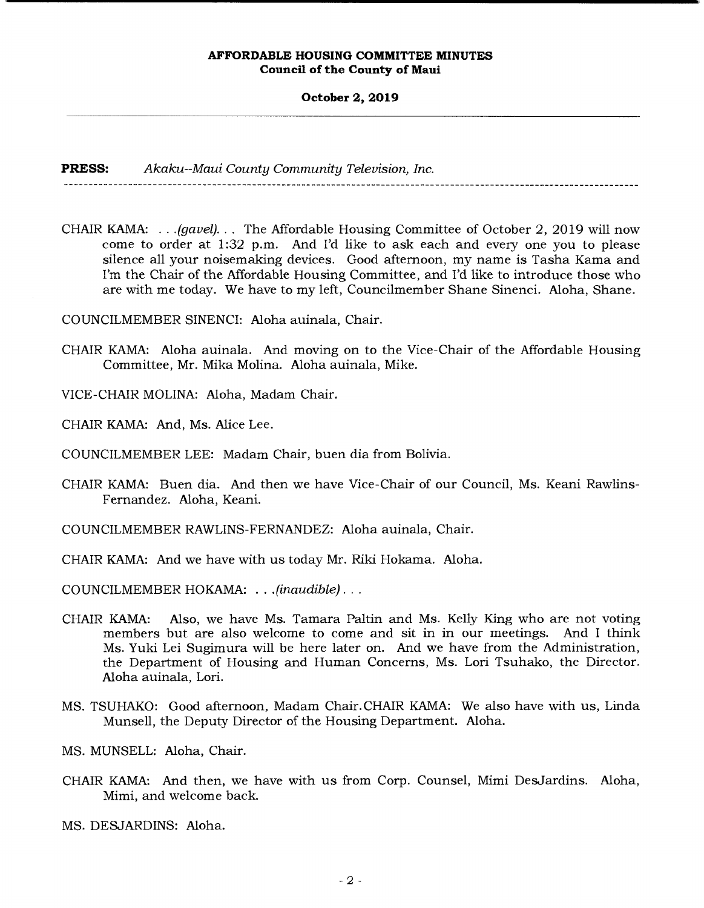**PRESS:** *Akaku--Maui County Community Television, Inc.*

---

CHAIR KAMA: . . .*(gavel)*. . . The Affordable Housing Committee of October 2, 2019 will now come to order at 1:32 p.m. And I'd like to ask each and every one you to please silence all your noisemaking devices. Good afternoon, my name is Tasha Kama and I'm the Chair of the Affordable Housing Committee, and I'd like to introduce those who are with me today. We have to my left, Councilmember Shane Sinenci. Aloha, Shane.

COUNCILMEMBER SINENCI: Aloha auinala, Chair.

CHAIR KAMA: Aloha auinala. And moving on to the Vice-Chair of the Affordable Housing Committee, Mr. Mika Molina. Aloha auinala, Mike.

VICE-CHAIR MOLINA: Aloha, Madam Chair.

CHAIR KAMA: And, Ms. Alice Lee.

COUNCILMEMBER LEE: Madam Chair, buen dia from Bolivia.

CHAIR KAMA: Buen dia. And then we have Vice-Chair of our Council, Ms. Keani Rawlins-Fernandez. Aloha, Keani.

COUNCILMEMBER RAWLINS-FERNANDEZ: Aloha auinala, Chair.

CHAIR KAMA: And we have with us today Mr. Riki Hokama. Aloha.

COUNCILMEMBER HOKAMA: . . .*(inaudible)*. . .

CHAIR KAMA: Also, we have Ms. Tamara Paltin and Ms. Kelly King who are not voting members but are also welcome to come and sit in in our meetings. And I think Ms. Yuki Lei Sugimura will be here later on. And we have from the Administration, the Department of Housing and Human Concerns, Ms. Lori Tsuhako, the Director. Aloha auinala, Lori.

MS. TSUHAKO: Good afternoon, Madam Chair.CHAIR KAMA: We also have with us, Linda Munsell, the Deputy Director of the Housing Department. Aloha.

MS. MUNSELL: Aloha, Chair.

CHAIR KAMA: And then, we have with us from Corp. Counsel, Mimi DesJardins. Aloha, Mimi, and welcome back.

MS. DESJARDINS: Aloha.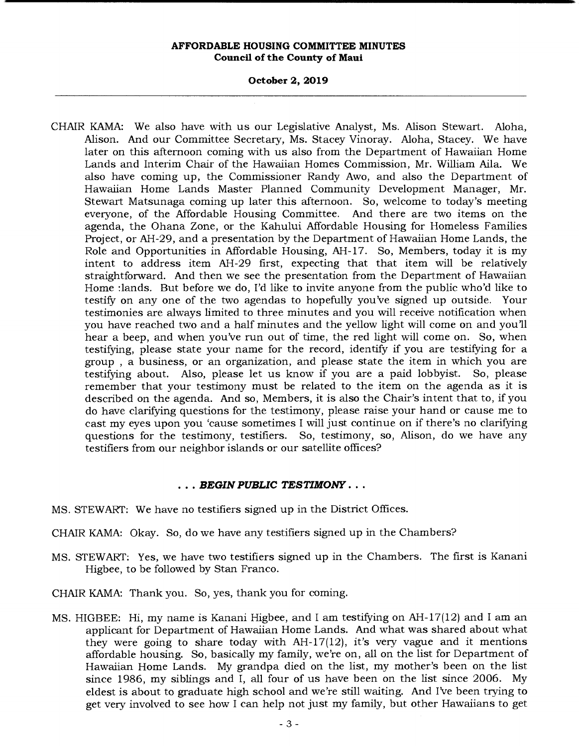CHAIR KAMA: We also have with us our Legislative Analyst, Ms. Alison Stewart. Aloha, Alison. And our Committee Secretary, Ms. Stacey Vinoray. Aloha, Stacey. We have later on this afternoon coming with us also from the Department of Hawaiian Home Lands and Interim Chair of the Hawaiian Homes Commission, Mr. William Aila. We also have coming up, the Commissioner Randy Awo, and also the Department of Hawaiian Home Lands Master Planned Community Development Manager, Mr. Stewart Matsunaga coming up later this afternoon. So, welcome to today's meeting everyone, of the Affordable Housing Committee. And there are two items on the agenda, the Ohana Zone, or the Kahului Affordable Housing for Homeless Families Project, or AH-29, and a presentation by the Department of Hawaiian Home Lands, the Role and Opportunities in Affordable Housing, AH-17. So, Members, today it is my intent to address item AH-29 first, expecting that that item will be relatively straightforward. And then we see the presentation from the Department of Hawaiian Home :lands. But before we do, I'd like to invite anyone from the public who'd like to testify on any one of the two agendas to hopefully you've signed up outside. Your testimonies are always limited to three minutes and you will receive notification when you have reached two and a half minutes and the yellow light will come on and you'll hear a beep, and when you've run out of time, the red light will come on. So, when testifying, please state your name for the record, identify if you are testifying for a group , a business, or an organization, and please state the item in which you are testifying about. Also, please let us know if you are a paid lobbyist. So, please remember that your testimony must be related to the item on the agenda as it is described on the agenda. And so, Members, it is also the Chair's intent that to, if you do have clarifying questions for the testimony, please raise your hand or cause me to cast my eyes upon you 'cause sometimes I will just continue on if there's no clarifying questions for the testimony, testifiers. So, testimony, so, Alison, do we have any testifiers from our neighbor islands or our satellite offices?

**. . . *BEGIN PUBLIC TESTIMONY* . . .**

MS. STEWART: We have no testifiers signed up in the District Offices.

CHAIR KAMA: Okay. So, do we have any testifiers signed up in the Chambers?

MS. STEWART: Yes, we have two testifiers signed up in the Chambers. The first is Kanani Higbee, to be followed by Stan Franco.

CHAIR KAMA: Thank you. So, yes, thank you for coming.

MS. HIGBEE: Hi, my name is Kanani Higbee, and I am testifying on AH-17(12) and I am an applicant for Department of Hawaiian Home Lands. And what was shared about what they were going to share today with AH-17(12), it's very vague and it mentions affordable housing. So, basically my family, we're on, all on the list for Department of Hawaiian Home Lands. My grandpa died on the list, my mother's been on the list since 1986, my siblings and I, all four of us have been on the list since 2006. My eldest is about to graduate high school and we're still waiting. And I've been trying to get very involved to see how I can help not just my family, but other Hawaiians to get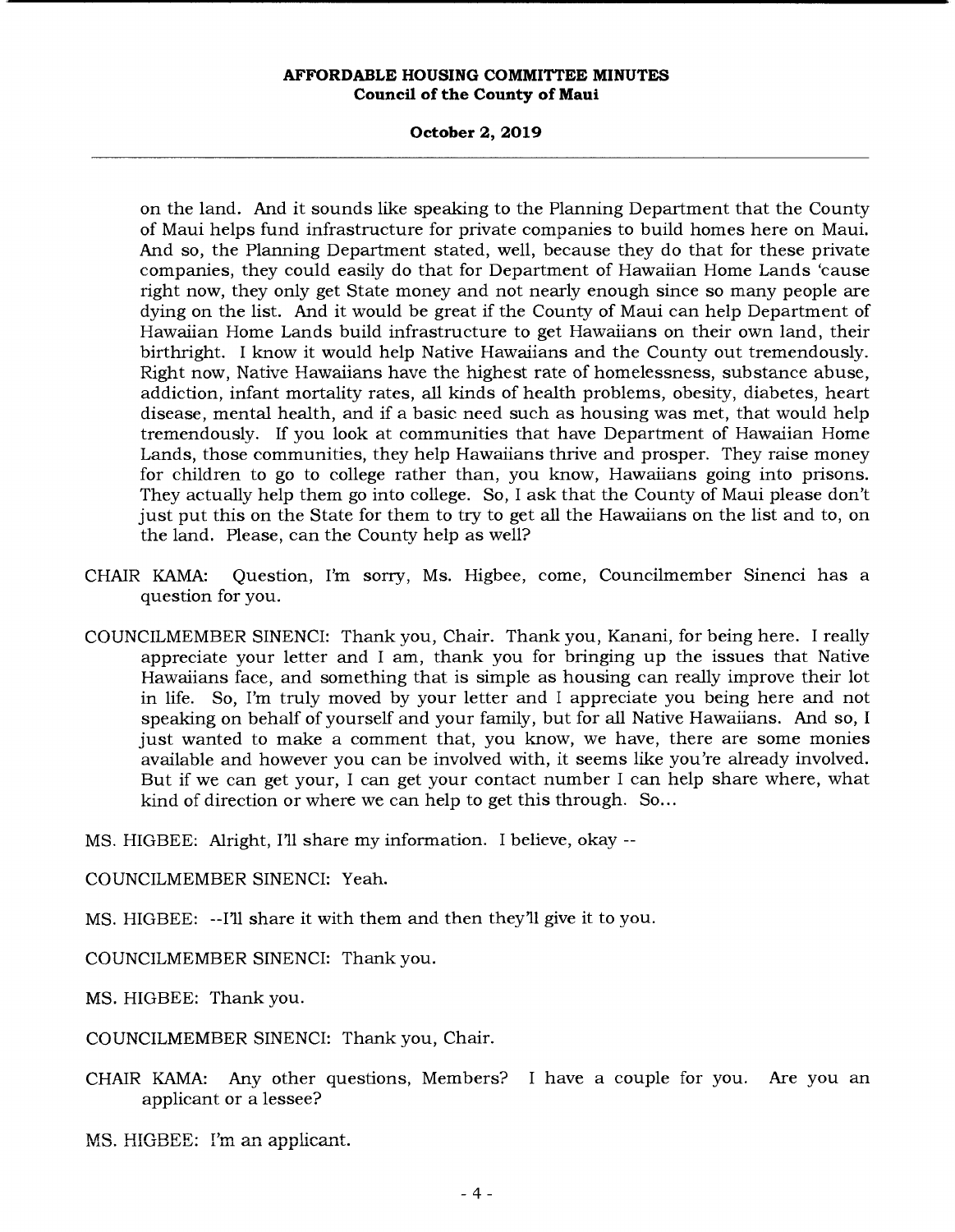on the land. And it sounds like speaking to the Planning Department that the County of Maui helps fund infrastructure for private companies to build homes here on Maui. And so, the Planning Department stated, well, because they do that for these private companies, they could easily do that for Department of Hawaiian Home Lands 'cause right now, they only get State money and not nearly enough since so many people are dying on the list. And it would be great if the County of Maui can help Department of Hawaiian Home Lands build infrastructure to get Hawaiians on their own land, their birthright. I know it would help Native Hawaiians and the County out tremendously. Right now, Native Hawaiians have the highest rate of homelessness, substance abuse, addiction, infant mortality rates, all kinds of health problems, obesity, diabetes, heart disease, mental health, and if a basic need such as housing was met, that would help tremendously. If you look at communities that have Department of Hawaiian Home Lands, those communities, they help Hawaiians thrive and prosper. They raise money for children to go to college rather than, you know, Hawaiians going into prisons. They actually help them go into college. So, I ask that the County of Maui please don't just put this on the State for them to try to get all the Hawaiians on the list and to, on the land. Please, can the County help as well?

CHAIR KAMA: Question, I'm sorry, Ms. Higbee, come, Councilmember Sinenci has a question for you.

COUNCILMEMBER SINENCI: Thank you, Chair. Thank you, Kanani, for being here. I really appreciate your letter and I am, thank you for bringing up the issues that Native Hawaiians face, and something that is simple as housing can really improve their lot in life. So, I'm truly moved by your letter and I appreciate you being here and not speaking on behalf of yourself and your family, but for all Native Hawaiians. And so, I just wanted to make a comment that, you know, we have, there are some monies available and however you can be involved with, it seems like you're already involved. But if we can get your, I can get your contact number I can help share where, what kind of direction or where we can help to get this through. So...

MS. HIGBEE: Alright, I'll share my information. I believe, okay --

COUNCILMEMBER SINENCI: Yeah.

MS. HIGBEE: --I'll share it with them and then they'll give it to you.

COUNCILMEMBER SINENCI: Thank you.

MS. HIGBEE: Thank you.

COUNCILMEMBER SINENCI: Thank you, Chair.

CHAIR KAMA: Any other questions, Members? I have a couple for you. Are you an applicant or a lessee?

MS. HIGBEE: I'm an applicant.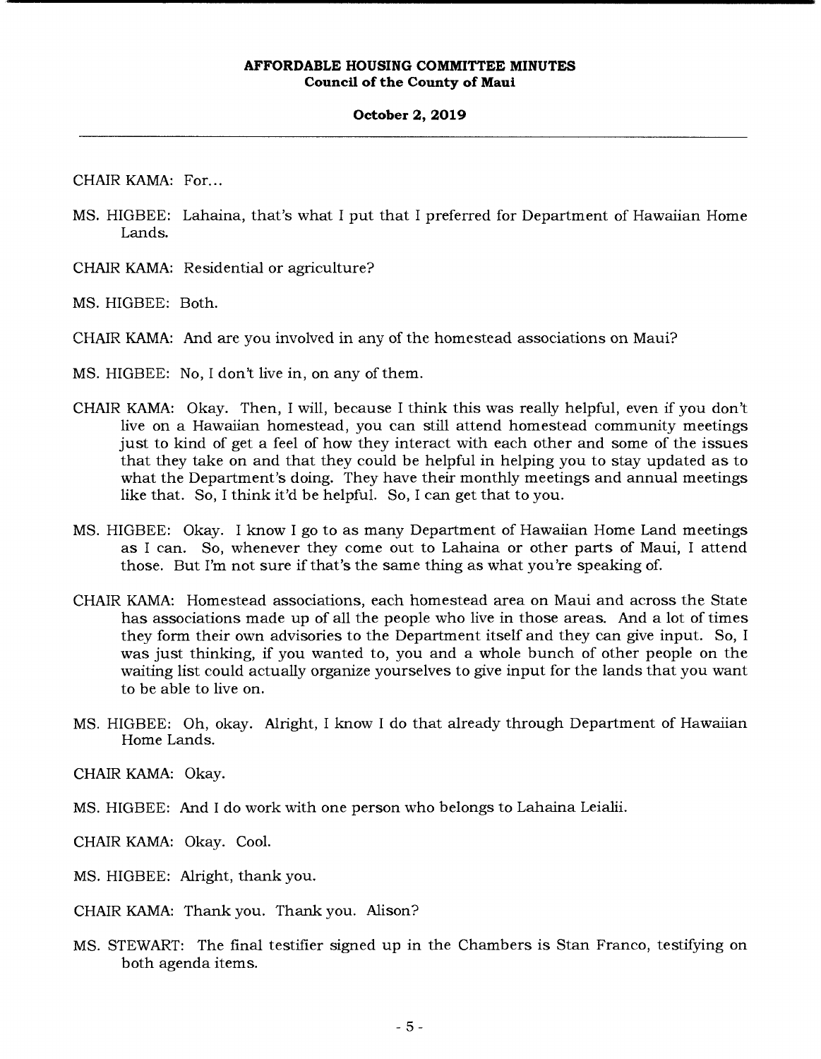CHAIR KAMA: For...

MS. HIGBEE: Lahaina, that's what I put that I preferred for Department of Hawaiian Home Lands.

CHAIR KAMA: Residential or agriculture?

MS. HIGBEE: Both.

CHAIR KAMA: And are you involved in any of the homestead associations on Maui?

MS. HIGBEE: No, I don't live in, on any of them.

CHAIR KAMA: Okay. Then, I will, because I think this was really helpful, even if you don't live on a Hawaiian homestead, you can still attend homestead community meetings just to kind of get a feel of how they interact with each other and some of the issues that they take on and that they could be helpful in helping you to stay updated as to what the Department's doing. They have their monthly meetings and annual meetings like that. So, I think it'd be helpful. So, I can get that to you.

MS. HIGBEE: Okay. I know I go to as many Department of Hawaiian Home Land meetings as I can. So, whenever they come out to Lahaina or other parts of Maui, I attend those. But I'm not sure if that's the same thing as what you're speaking of.

CHAIR KAMA: Homestead associations, each homestead area on Maui and across the State has associations made up of all the people who live in those areas. And a lot of times they form their own advisories to the Department itself and they can give input. So, I was just thinking, if you wanted to, you and a whole bunch of other people on the waiting list could actually organize yourselves to give input for the lands that you want to be able to live on.

MS. HIGBEE: Oh, okay. Alright, I know I do that already through Department of Hawaiian Home Lands.

CHAIR KAMA: Okay.

MS. HIGBEE: And I do work with one person who belongs to Lahaina Leialii.

CHAIR KAMA: Okay. Cool.

MS. HIGBEE: Alright, thank you.

CHAIR KAMA: Thank you. Thank you. Alison?

MS. STEWART: The final testifier signed up in the Chambers is Stan Franco, testifying on both agenda items.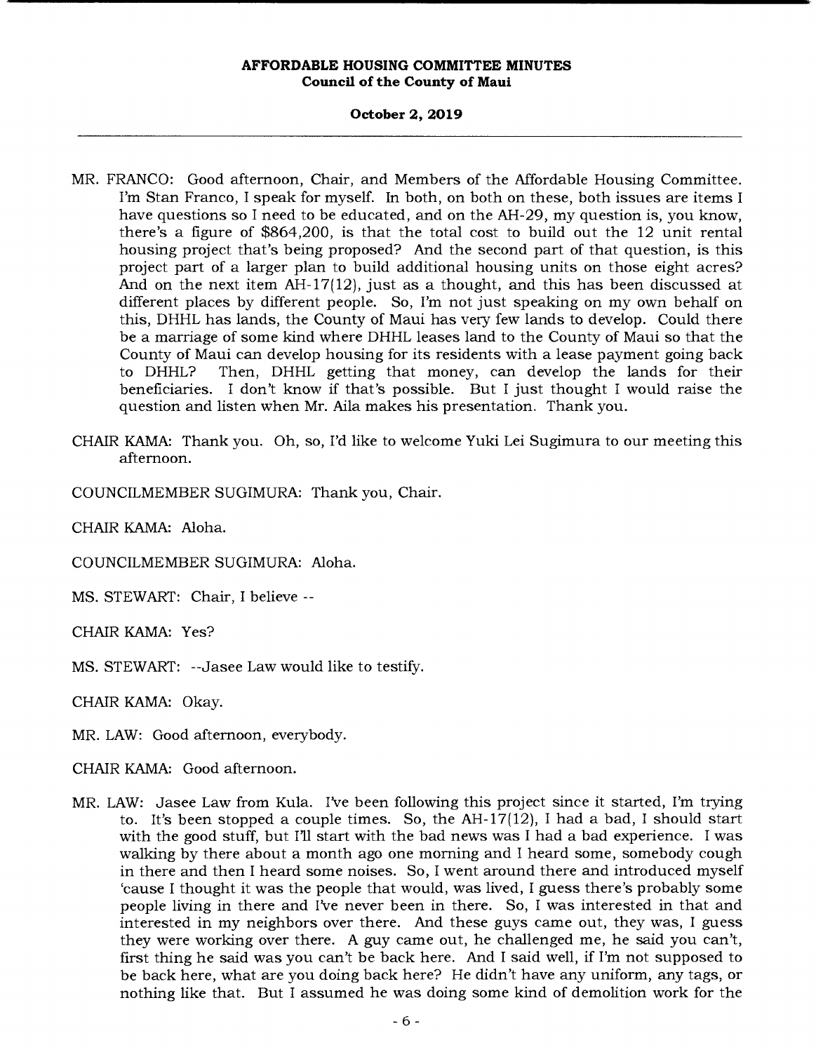MR. FRANCO: Good afternoon, Chair, and Members of the Affordable Housing Committee. I'm Stan Franco, I speak for myself. In both, on both on these, both issues are items I have questions so I need to be educated, and on the AH-29, my question is, you know, there's a figure of $864,200, is that the total cost to build out the 12 unit rental housing project that's being proposed? And the second part of that question, is this project part of a larger plan to build additional housing units on those eight acres? And on the next item AH-17(12), just as a thought, and this has been discussed at different places by different people. So, I'm not just speaking on my own behalf on this, DHHL has lands, the County of Maui has very few lands to develop. Could there be a marriage of some kind where DHHL leases land to the County of Maui so that the County of Maui can develop housing for its residents with a lease payment going back to DHHL? Then, DHHL getting that money, can develop the lands for their beneficiaries. I don't know if that's possible. But I just thought I would raise the question and listen when Mr. Aila makes his presentation. Thank you.

CHAIR KAMA: Thank you. Oh, so, I'd like to welcome Yuki Lei Sugimura to our meeting this afternoon.

COUNCILMEMBER SUGIMURA: Thank you, Chair.

CHAIR KAMA: Aloha.

COUNCILMEMBER SUGIMURA: Aloha.

MS. STEWART: Chair, I believe --

CHAIR KAMA: Yes?

MS. STEWART: --Jasee Law would like to testify.

CHAIR KAMA: Okay.

MR. LAW: Good afternoon, everybody.

CHAIR KAMA: Good afternoon.

MR. LAW: Jasee Law from Kula. I've been following this project since it started, I'm trying to. It's been stopped a couple times. So, the AH-17(12), I had a bad, I should start with the good stuff, but I'll start with the bad news was I had a bad experience. I was walking by there about a month ago one morning and I heard some, somebody cough in there and then I heard some noises. So, I went around there and introduced myself 'cause I thought it was the people that would, was lived, I guess there's probably some people living in there and I've never been in there. So, I was interested in that and interested in my neighbors over there. And these guys came out, they was, I guess they were working over there. A guy came out, he challenged me, he said you can't, first thing he said was you can't be back here. And I said well, if I'm not supposed to be back here, what are you doing back here? He didn't have any uniform, any tags, or nothing like that. But I assumed he was doing some kind of demolition work for the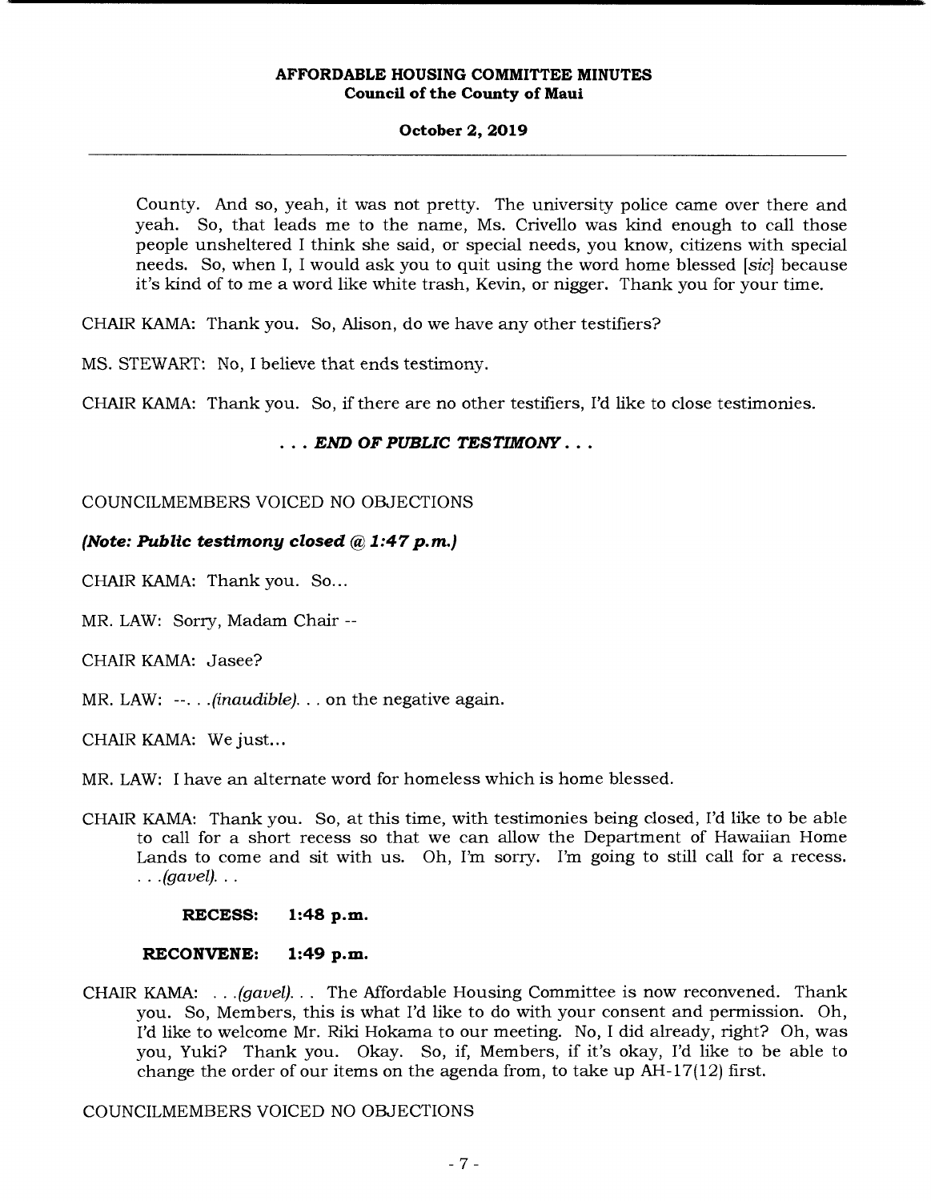County. And so, yeah, it was not pretty. The university police came over there and yeah. So, that leads me to the name, Ms. Crivello was kind enough to call those people unsheltered I think she said, or special needs, you know, citizens with special needs. So, when I, I would ask you to quit using the word home blessed [*sic*] because it's kind of to me a word like white trash, Kevin, or nigger. Thank you for your time.

CHAIR KAMA: Thank you. So, Alison, do we have any other testifiers?

MS. STEWART: No, I believe that ends testimony.

CHAIR KAMA: Thank you. So, if there are no other testifiers, I'd like to close testimonies.

**. . . *END OF PUBLIC TESTIMONY* . . .**

COUNCILMEMBERS VOICED NO OBJECTIONS

***(Note: Public testimony closed @ 1:47 p.m.)***

CHAIR KAMA: Thank you. So...

MR. LAW: Sorry, Madam Chair --

CHAIR KAMA: Jasee?

MR. LAW: --. . .*(inaudible)*. . . on the negative again.

CHAIR KAMA: We just...

MR. LAW: I have an alternate word for homeless which is home blessed.

CHAIR KAMA: Thank you. So, at this time, with testimonies being closed, I'd like to be able to call for a short recess so that we can allow the Department of Hawaiian Home Lands to come and sit with us. Oh, I'm sorry. I'm going to still call for a recess. . . .*(gavel)*. . .

**RECESS: 1:48 p.m.**

**RECONVENE: 1:49 p.m.**

CHAIR KAMA: . . .*(gavel)*. . . The Affordable Housing Committee is now reconvened. Thank you. So, Members, this is what I'd like to do with your consent and permission. Oh, I'd like to welcome Mr. Riki Hokama to our meeting. No, I did already, right? Oh, was you, Yuki? Thank you. Okay. So, if, Members, if it's okay, I'd like to be able to change the order of our items on the agenda from, to take up AH-17(12) first.

COUNCILMEMBERS VOICED NO OBJECTIONS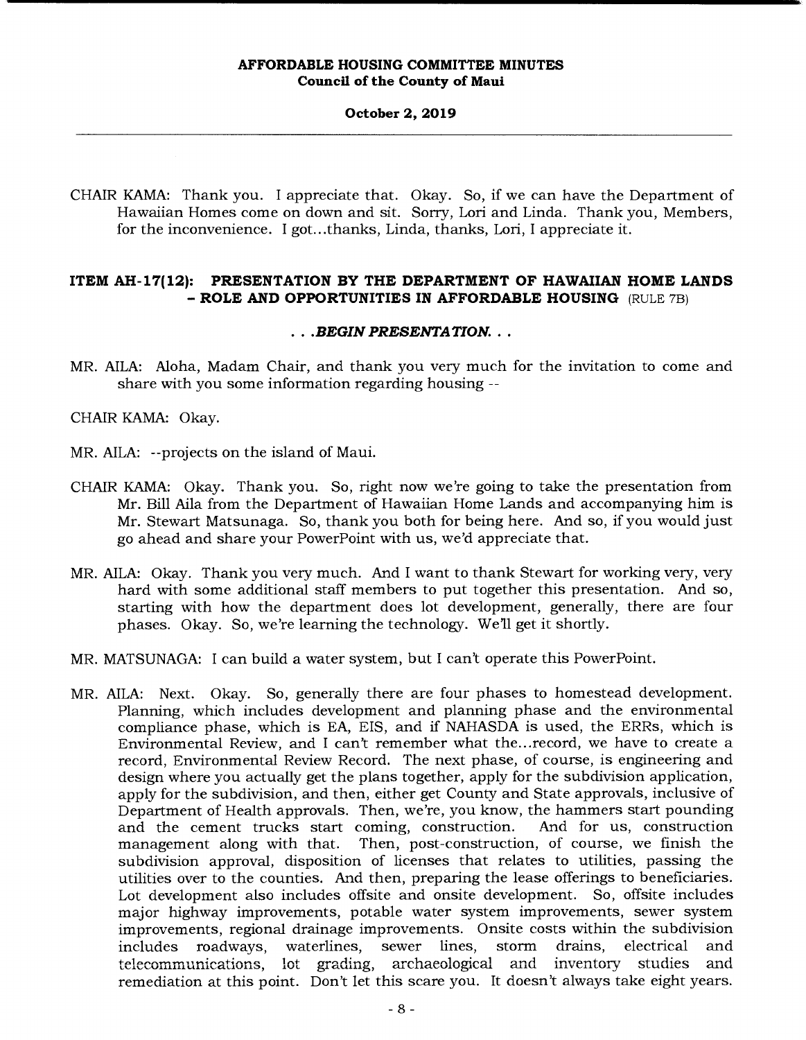CHAIR KAMA: Thank you. I appreciate that. Okay. So, if we can have the Department of Hawaiian Homes come on down and sit. Sorry, Lori and Linda. Thank you, Members, for the inconvenience. I got...thanks, Linda, thanks, Lori, I appreciate it.

## ITEM AH-17(12): PRESENTATION BY THE DEPARTMENT OF HAWAIIAN HOME LANDS - ROLE AND OPPORTUNITIES IN AFFORDABLE HOUSING (RULE 7B)

*. . .BEGIN PRESENTATION. . .*

MR. AILA: Aloha, Madam Chair, and thank you very much for the invitation to come and share with you some information regarding housing --

CHAIR KAMA: Okay.

MR. AILA: --projects on the island of Maui.

CHAIR KAMA: Okay. Thank you. So, right now we're going to take the presentation from Mr. Bill Aila from the Department of Hawaiian Home Lands and accompanying him is Mr. Stewart Matsunaga. So, thank you both for being here. And so, if you would just go ahead and share your PowerPoint with us, we'd appreciate that.

MR. AILA: Okay. Thank you very much. And I want to thank Stewart for working very, very hard with some additional staff members to put together this presentation. And so, starting with how the department does lot development, generally, there are four phases. Okay. So, we're learning the technology. We'll get it shortly.

MR. MATSUNAGA: I can build a water system, but I can't operate this PowerPoint.

MR. AILA: Next. Okay. So, generally there are four phases to homestead development. Planning, which includes development and planning phase and the environmental compliance phase, which is EA, EIS, and if NAHASDA is used, the ERRs, which is Environmental Review, and I can't remember what the...record, we have to create a record, Environmental Review Record. The next phase, of course, is engineering and design where you actually get the plans together, apply for the subdivision application, apply for the subdivision, and then, either get County and State approvals, inclusive of Department of Health approvals. Then, we're, you know, the hammers start pounding and the cement trucks start coming, construction. And for us, construction management along with that. Then, post-construction, of course, we finish the subdivision approval, disposition of licenses that relates to utilities, passing the utilities over to the counties. And then, preparing the lease offerings to beneficiaries. Lot development also includes offsite and onsite development. So, offsite includes major highway improvements, potable water system improvements, sewer system improvements, regional drainage improvements. Onsite costs within the subdivision includes roadways, waterlines, sewer lines, storm drains, electrical and telecommunications, lot grading, archaeological and inventory studies and remediation at this point. Don't let this scare you. It doesn't always take eight years.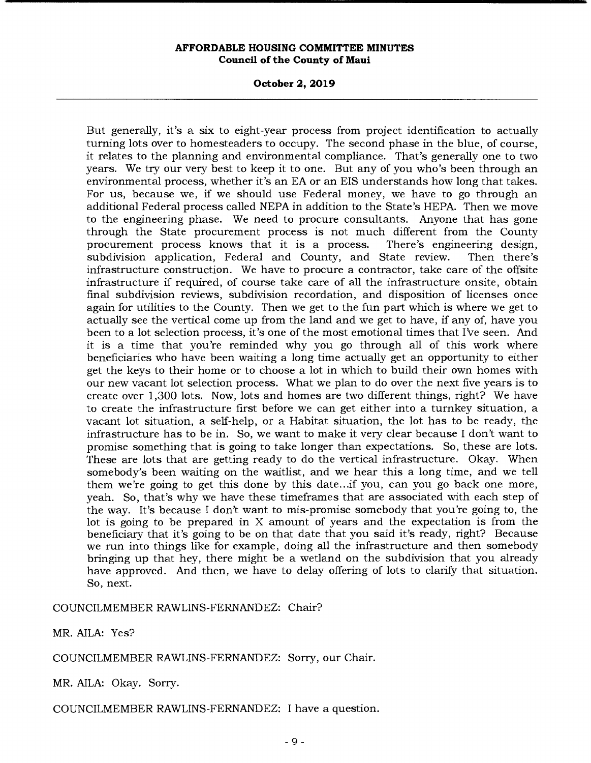But generally, it's a six to eight-year process from project identification to actually turning lots over to homesteaders to occupy. The second phase in the blue, of course, it relates to the planning and environmental compliance. That's generally one to two years. We try our very best to keep it to one. But any of you who's been through an environmental process, whether it's an EA or an EIS understands how long that takes. For us, because we, if we should use Federal money, we have to go through an additional Federal process called NEPA in addition to the State's HEPA. Then we move to the engineering phase. We need to procure consultants. Anyone that has gone through the State procurement process is not much different from the County procurement process knows that it is a process. There's engineering design, subdivision application, Federal and County, and State review. Then there's infrastructure construction. We have to procure a contractor, take care of the offsite infrastructure if required, of course take care of all the infrastructure onsite, obtain final subdivision reviews, subdivision recordation, and disposition of licenses once again for utilities to the County. Then we get to the fun part which is where we get to actually see the vertical come up from the land and we get to have, if any of, have you been to a lot selection process, it's one of the most emotional times that I've seen. And it is a time that you're reminded why you go through all of this work where beneficiaries who have been waiting a long time actually get an opportunity to either get the keys to their home or to choose a lot in which to build their own homes with our new vacant lot selection process. What we plan to do over the next five years is to create over 1,300 lots. Now, lots and homes are two different things, right? We have to create the infrastructure first before we can get either into a turnkey situation, a vacant lot situation, a self-help, or a Habitat situation, the lot has to be ready, the infrastructure has to be in. So, we want to make it very clear because I don't want to promise something that is going to take longer than expectations. So, these are lots. These are lots that are getting ready to do the vertical infrastructure. Okay. When somebody's been waiting on the waitlist, and we hear this a long time, and we tell them we're going to get this done by this date...if you, can you go back one more, yeah. So, that's why we have these timeframes that are associated with each step of the way. It's because I don't want to mis-promise somebody that you're going to, the lot is going to be prepared in X amount of years and the expectation is from the beneficiary that it's going to be on that date that you said it's ready, right? Because we run into things like for example, doing all the infrastructure and then somebody bringing up that hey, there might be a wetland on the subdivision that you already have approved. And then, we have to delay offering of lots to clarify that situation. So, next.

COUNCILMEMBER RAWLINS-FERNANDEZ: Chair?

MR. AILA: Yes?

COUNCILMEMBER RAWLINS-FERNANDEZ: Sorry, our Chair.

MR. AILA: Okay. Sorry.

COUNCILMEMBER RAWLINS-FERNANDEZ: I have a question.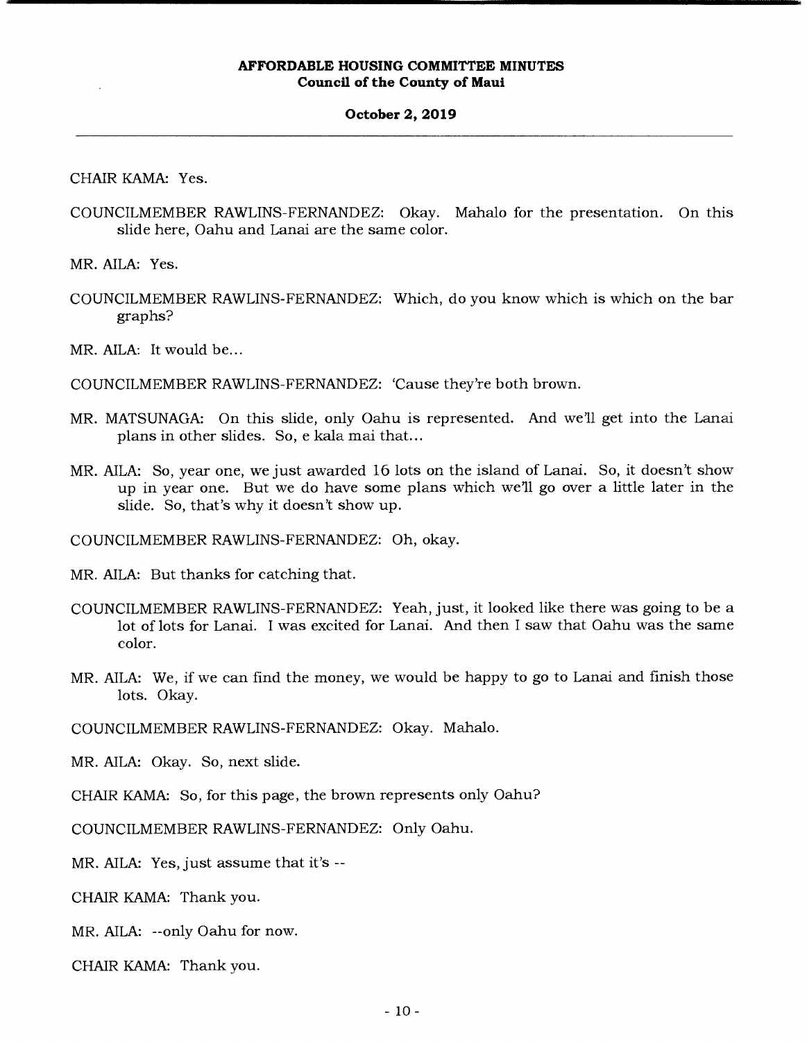CHAIR KAMA: Yes.

COUNCILMEMBER RAWLINS-FERNANDEZ: Okay. Mahalo for the presentation. On this slide here, Oahu and Lanai are the same color.

MR. AILA: Yes.

COUNCILMEMBER RAWLINS-FERNANDEZ: Which, do you know which is which on the bar graphs?

MR. AILA: It would be...

COUNCILMEMBER RAWLINS-FERNANDEZ: 'Cause they're both brown.

MR. MATSUNAGA: On this slide, only Oahu is represented. And we'll get into the Lanai plans in other slides. So, e kala mai that...

MR. AILA: So, year one, we just awarded 16 lots on the island of Lanai. So, it doesn't show up in year one. But we do have some plans which we'll go over a little later in the slide. So, that's why it doesn't show up.

COUNCILMEMBER RAWLINS-FERNANDEZ: Oh, okay.

MR. AILA: But thanks for catching that.

COUNCILMEMBER RAWLINS-FERNANDEZ: Yeah, just, it looked like there was going to be a lot of lots for Lanai. I was excited for Lanai. And then I saw that Oahu was the same color.

MR. AILA: We, if we can find the money, we would be happy to go to Lanai and finish those lots. Okay.

COUNCILMEMBER RAWLINS-FERNANDEZ: Okay. Mahalo.

MR. AILA: Okay. So, next slide.

CHAIR KAMA: So, for this page, the brown represents only Oahu?

COUNCILMEMBER RAWLINS-FERNANDEZ: Only Oahu.

MR. AILA: Yes, just assume that it's --

CHAIR KAMA: Thank you.

MR. AILA: --only Oahu for now.

CHAIR KAMA: Thank you.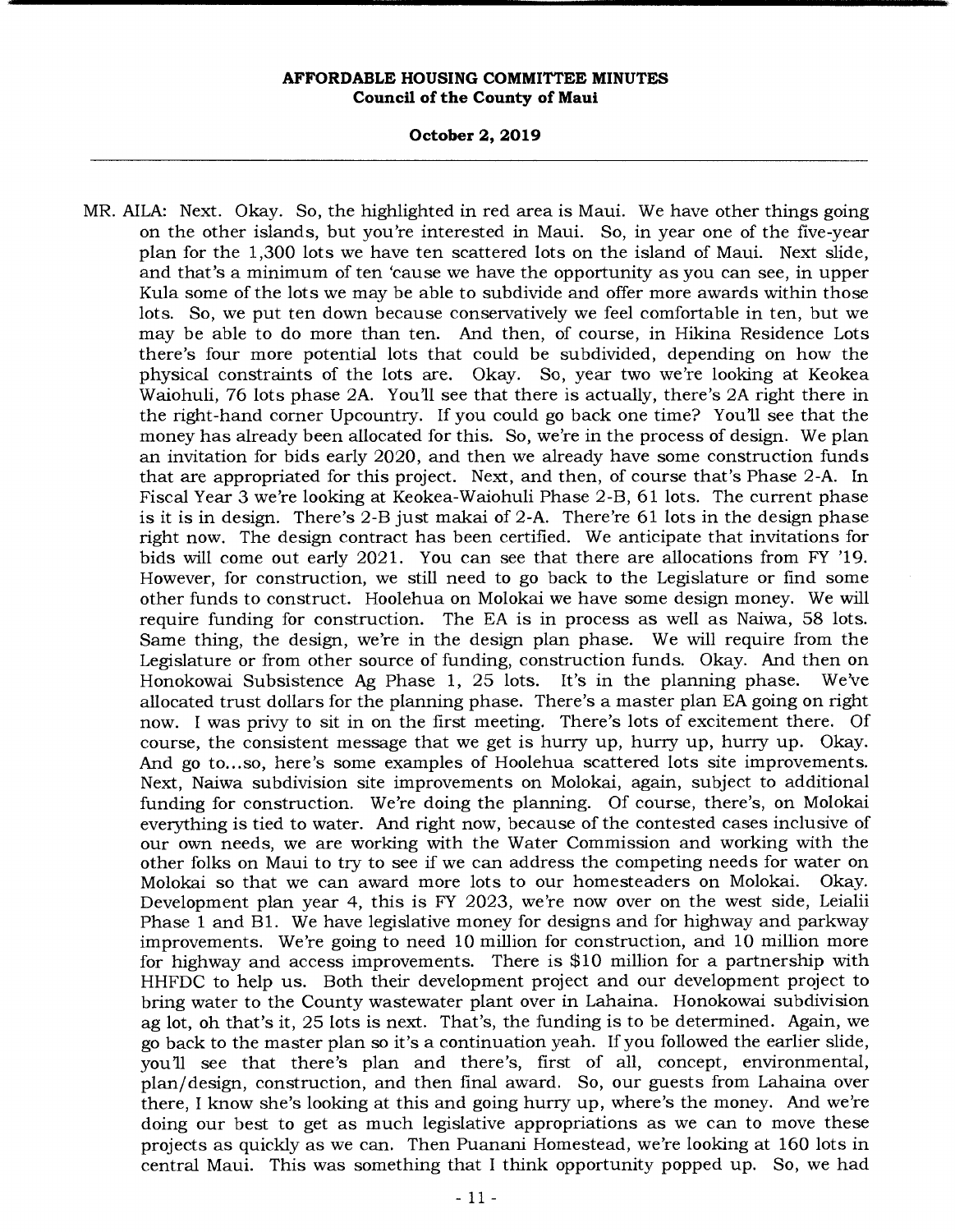MR. AILA: Next. Okay. So, the highlighted in red area is Maui. We have other things going on the other islands, but you're interested in Maui. So, in year one of the five-year plan for the 1,300 lots we have ten scattered lots on the island of Maui. Next slide, and that's a minimum of ten 'cause we have the opportunity as you can see, in upper Kula some of the lots we may be able to subdivide and offer more awards within those lots. So, we put ten down because conservatively we feel comfortable in ten, but we may be able to do more than ten. And then, of course, in Hikina Residence Lots there's four more potential lots that could be subdivided, depending on how the physical constraints of the lots are. Okay. So, year two we're looking at Keokea Waiohuli, 76 lots phase 2A. You'll see that there is actually, there's 2A right there in the right-hand corner Upcountry. If you could go back one time? You'll see that the money has already been allocated for this. So, we're in the process of design. We plan an invitation for bids early 2020, and then we already have some construction funds that are appropriated for this project. Next, and then, of course that's Phase 2-A. In Fiscal Year 3 we're looking at Keokea-Waiohuli Phase 2-B, 61 lots. The current phase is it is in design. There's 2-B just makai of 2-A. There're 61 lots in the design phase right now. The design contract has been certified. We anticipate that invitations for bids will come out early 2021. You can see that there are allocations from FY '19. However, for construction, we still need to go back to the Legislature or find some other funds to construct. Hoolehua on Molokai we have some design money. We will require funding for construction. The EA is in process as well as Naiwa, 58 lots. Same thing, the design, we're in the design plan phase. We will require from the Legislature or from other source of funding, construction funds. Okay. And then on Honokowai Subsistence Ag Phase 1, 25 lots. It's in the planning phase. We've allocated trust dollars for the planning phase. There's a master plan EA going on right now. I was privy to sit in on the first meeting. There's lots of excitement there. Of course, the consistent message that we get is hurry up, hurry up, hurry up. Okay. And go to...so, here's some examples of Hoolehua scattered lots site improvements. Next, Naiwa subdivision site improvements on Molokai, again, subject to additional funding for construction. We're doing the planning. Of course, there's, on Molokai everything is tied to water. And right now, because of the contested cases inclusive of our own needs, we are working with the Water Commission and working with the other folks on Maui to try to see if we can address the competing needs for water on Molokai so that we can award more lots to our homesteaders on Molokai. Okay. Development plan year 4, this is FY 2023, we're now over on the west side, Leialii Phase 1 and B1. We have legislative money for designs and for highway and parkway improvements. We're going to need 10 million for construction, and 10 million more for highway and access improvements. There is $10 million for a partnership with HHFDC to help us. Both their development project and our development project to bring water to the County wastewater plant over in Lahaina. Honokowai subdivision ag lot, oh that's it, 25 lots is next. That's, the funding is to be determined. Again, we go back to the master plan so it's a continuation yeah. If you followed the earlier slide, you'll see that there's plan and there's, first of all, concept, environmental, plan/design, construction, and then final award. So, our guests from Lahaina over there, I know she's looking at this and going hurry up, where's the money. And we're doing our best to get as much legislative appropriations as we can to move these projects as quickly as we can. Then Puanani Homestead, we're looking at 160 lots in central Maui. This was something that I think opportunity popped up. So, we had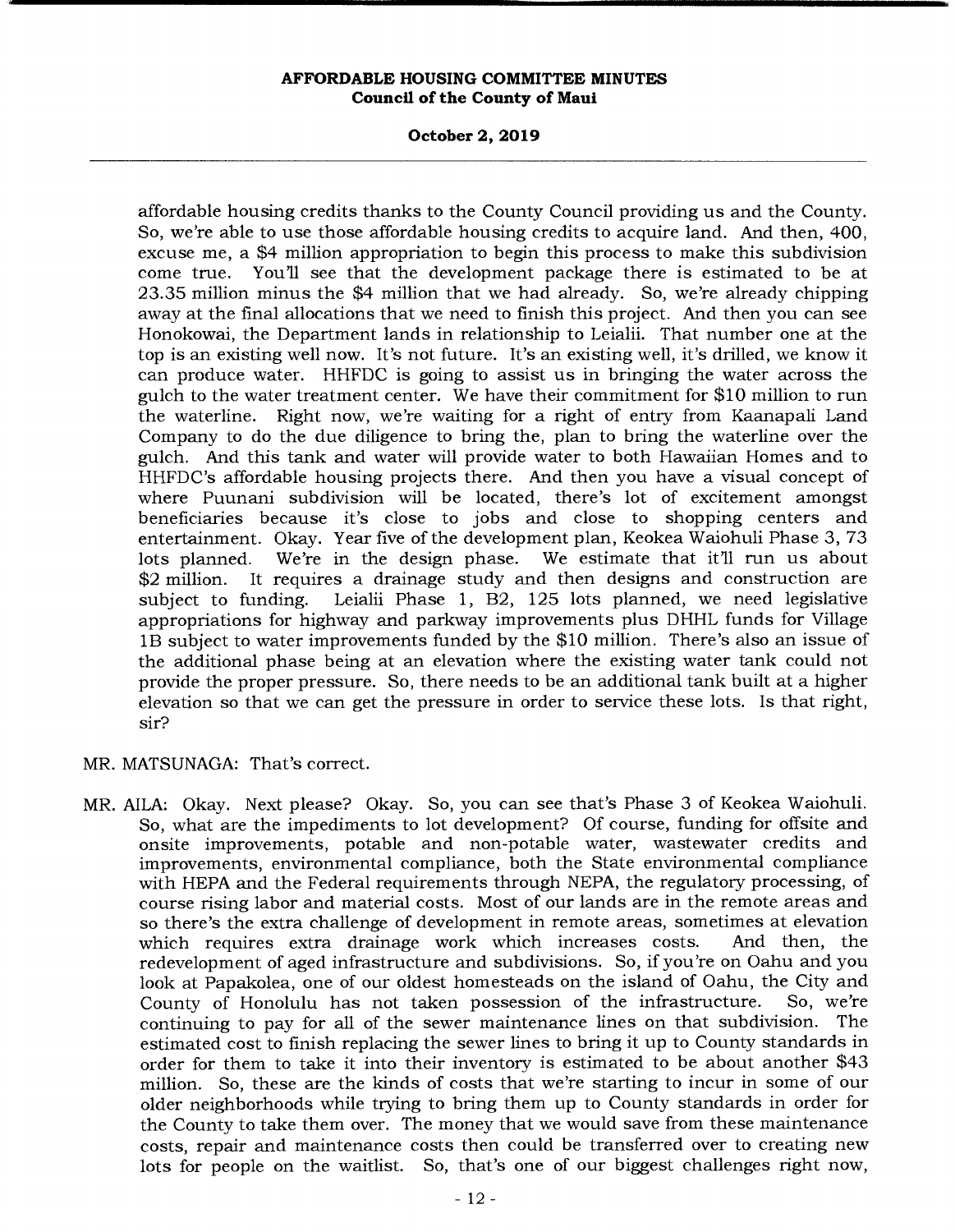affordable housing credits thanks to the County Council providing us and the County. So, we're able to use those affordable housing credits to acquire land. And then, 400, excuse me, a $4 million appropriation to begin this process to make this subdivision come true. You'll see that the development package there is estimated to be at 23.35 million minus the $4 million that we had already. So, we're already chipping away at the final allocations that we need to finish this project. And then you can see Honokowai, the Department lands in relationship to Leialii. That number one at the top is an existing well now. It's not future. It's an existing well, it's drilled, we know it can produce water. HHFDC is going to assist us in bringing the water across the gulch to the water treatment center. We have their commitment for $10 million to run the waterline. Right now, we're waiting for a right of entry from Kaanapali Land Company to do the due diligence to bring the, plan to bring the waterline over the gulch. And this tank and water will provide water to both Hawaiian Homes and to HHFDC's affordable housing projects there. And then you have a visual concept of where Puunani subdivision will be located, there's lot of excitement amongst beneficiaries because it's close to jobs and close to shopping centers and entertainment. Okay. Year five of the development plan, Keokea Waiohuli Phase 3, 73 lots planned. We're in the design phase. We estimate that it'll run us about $2 million. It requires a drainage study and then designs and construction are subject to funding. Leialii Phase 1, B2, 125 lots planned, we need legislative appropriations for highway and parkway improvements plus DHHL funds for Village 1B subject to water improvements funded by the $10 million. There's also an issue of the additional phase being at an elevation where the existing water tank could not provide the proper pressure. So, there needs to be an additional tank built at a higher elevation so that we can get the pressure in order to service these lots. Is that right, sir?

MR. MATSUNAGA: That's correct.

MR. AILA: Okay. Next please? Okay. So, you can see that's Phase 3 of Keokea Waiohuli. So, what are the impediments to lot development? Of course, funding for offsite and onsite improvements, potable and non-potable water, wastewater credits and improvements, environmental compliance, both the State environmental compliance with HEPA and the Federal requirements through NEPA, the regulatory processing, of course rising labor and material costs. Most of our lands are in the remote areas and so there's the extra challenge of development in remote areas, sometimes at elevation which requires extra drainage work which increases costs. And then, the redevelopment of aged infrastructure and subdivisions. So, if you're on Oahu and you look at Papakolea, one of our oldest homesteads on the island of Oahu, the City and County of Honolulu has not taken possession of the infrastructure. So, we're continuing to pay for all of the sewer maintenance lines on that subdivision. The estimated cost to finish replacing the sewer lines to bring it up to County standards in order for them to take it into their inventory is estimated to be about another $43 million. So, these are the kinds of costs that we're starting to incur in some of our older neighborhoods while trying to bring them up to County standards in order for the County to take them over. The money that we would save from these maintenance costs, repair and maintenance costs then could be transferred over to creating new lots for people on the waitlist. So, that's one of our biggest challenges right now,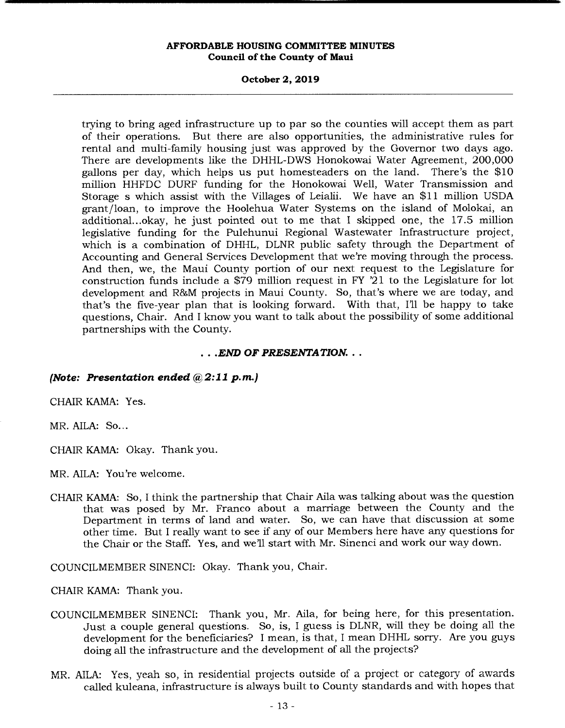trying to bring aged infrastructure up to par so the counties will accept them as part of their operations. But there are also opportunities, the administrative rules for rental and multi-family housing just was approved by the Governor two days ago. There are developments like the DHHL-DWS Honokowai Water Agreement, 200,000 gallons per day, which helps us put homesteaders on the land. There's the $10 million HHFDC DURF funding for the Honokowai Well, Water Transmission and Storage s which assist with the Villages of Leialii. We have an $11 million USDA grant/loan, to improve the Hoolehua Water Systems on the island of Molokai, an additional...okay, he just pointed out to me that I skipped one, the 17.5 million legislative funding for the Pulehunui Regional Wastewater Infrastructure project, which is a combination of DHHL, DLNR public safety through the Department of Accounting and General Services Development that we're moving through the process. And then, we, the Maui County portion of our next request to the Legislature for construction funds include a $79 million request in FY '21 to the Legislature for lot development and R&M projects in Maui County. So, that's where we are today, and that's the five-year plan that is looking forward. With that, I'll be happy to take questions, Chair. And I know you want to talk about the possibility of some additional partnerships with the County.

***. . .END OF PRESENTATION. . .***

***(Note: Presentation ended @ 2:11 p.m.)***

CHAIR KAMA: Yes.

MR. AILA: So...

CHAIR KAMA: Okay. Thank you.

MR. AILA: You're welcome.

CHAIR KAMA: So, I think the partnership that Chair Aila was talking about was the question that was posed by Mr. Franco about a marriage between the County and the Department in terms of land and water. So, we can have that discussion at some other time. But I really want to see if any of our Members here have any questions for the Chair or the Staff. Yes, and we'll start with Mr. Sinenci and work our way down.

COUNCILMEMBER SINENCI: Okay. Thank you, Chair.

CHAIR KAMA: Thank you.

COUNCILMEMBER SINENCI: Thank you, Mr. Aila, for being here, for this presentation. Just a couple general questions. So, is, I guess is DLNR, will they be doing all the development for the beneficiaries? I mean, is that, I mean DHHL sorry. Are you guys doing all the infrastructure and the development of all the projects?

MR. AILA: Yes, yeah so, in residential projects outside of a project or category of awards called kuleana, infrastructure is always built to County standards and with hopes that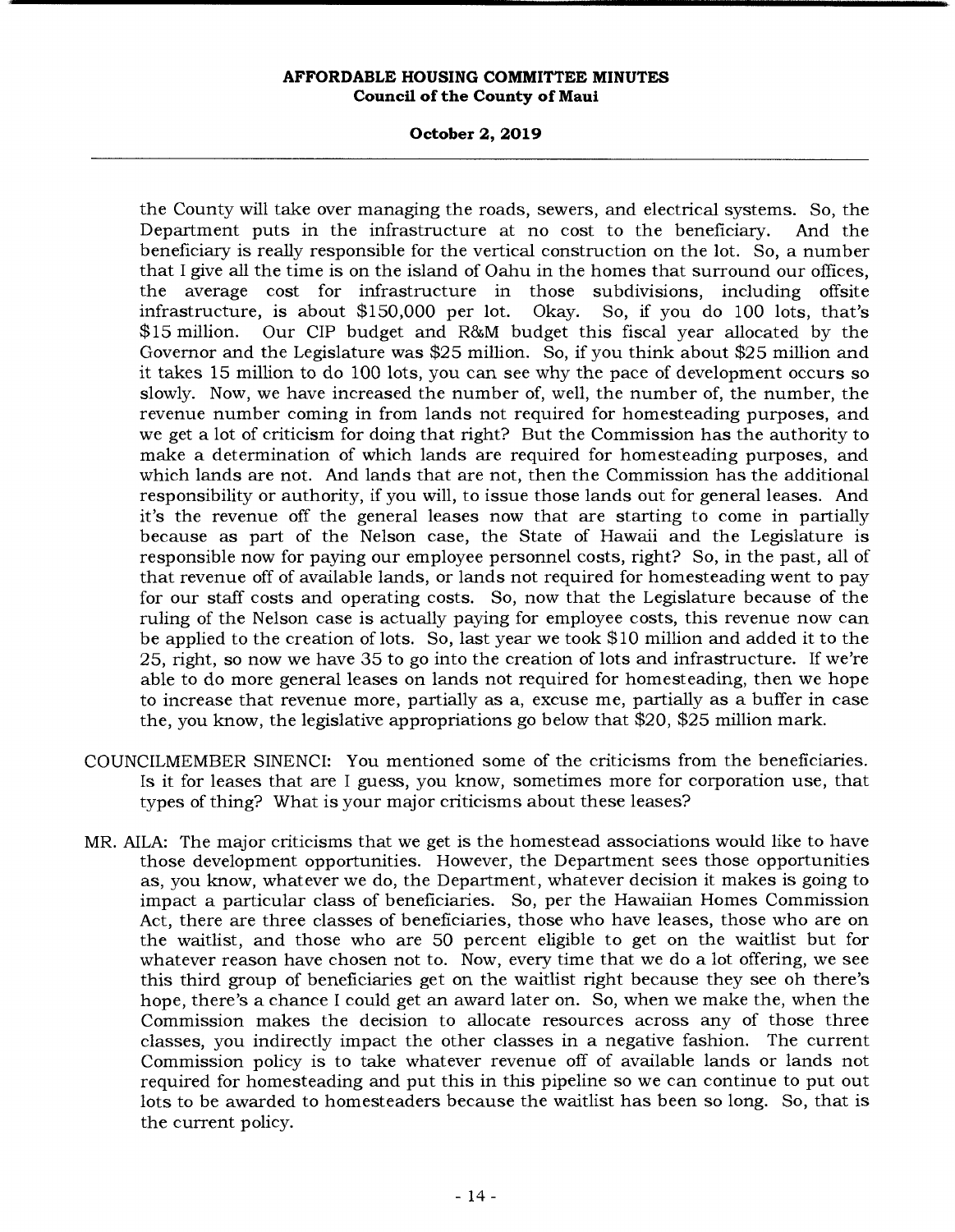the County will take over managing the roads, sewers, and electrical systems. So, the Department puts in the infrastructure at no cost to the beneficiary. And the beneficiary is really responsible for the vertical construction on the lot. So, a number that I give all the time is on the island of Oahu in the homes that surround our offices, the average cost for infrastructure in those subdivisions, including offsite infrastructure, is about $150,000 per lot. Okay. So, if you do 100 lots, that's $15 million. Our CIP budget and R&M budget this fiscal year allocated by the Governor and the Legislature was $25 million. So, if you think about $25 million and it takes 15 million to do 100 lots, you can see why the pace of development occurs so slowly. Now, we have increased the number of, well, the number of, the number, the revenue number coming in from lands not required for homesteading purposes, and we get a lot of criticism for doing that right? But the Commission has the authority to make a determination of which lands are required for homesteading purposes, and which lands are not. And lands that are not, then the Commission has the additional responsibility or authority, if you will, to issue those lands out for general leases. And it's the revenue off the general leases now that are starting to come in partially because as part of the Nelson case, the State of Hawaii and the Legislature is responsible now for paying our employee personnel costs, right? So, in the past, all of that revenue off of available lands, or lands not required for homesteading went to pay for our staff costs and operating costs. So, now that the Legislature because of the ruling of the Nelson case is actually paying for employee costs, this revenue now can be applied to the creation of lots. So, last year we took $10 million and added it to the 25, right, so now we have 35 to go into the creation of lots and infrastructure. If we're able to do more general leases on lands not required for homesteading, then we hope to increase that revenue more, partially as a, excuse me, partially as a buffer in case the, you know, the legislative appropriations go below that $20, $25 million mark.

COUNCILMEMBER SINENCI: You mentioned some of the criticisms from the beneficiaries. Is it for leases that are I guess, you know, sometimes more for corporation use, that types of thing? What is your major criticisms about these leases?

MR. AILA: The major criticisms that we get is the homestead associations would like to have those development opportunities. However, the Department sees those opportunities as, you know, whatever we do, the Department, whatever decision it makes is going to impact a particular class of beneficiaries. So, per the Hawaiian Homes Commission Act, there are three classes of beneficiaries, those who have leases, those who are on the waitlist, and those who are 50 percent eligible to get on the waitlist but for whatever reason have chosen not to. Now, every time that we do a lot offering, we see this third group of beneficiaries get on the waitlist right because they see oh there's hope, there's a chance I could get an award later on. So, when we make the, when the Commission makes the decision to allocate resources across any of those three classes, you indirectly impact the other classes in a negative fashion. The current Commission policy is to take whatever revenue off of available lands or lands not required for homesteading and put this in this pipeline so we can continue to put out lots to be awarded to homesteaders because the waitlist has been so long. So, that is the current policy.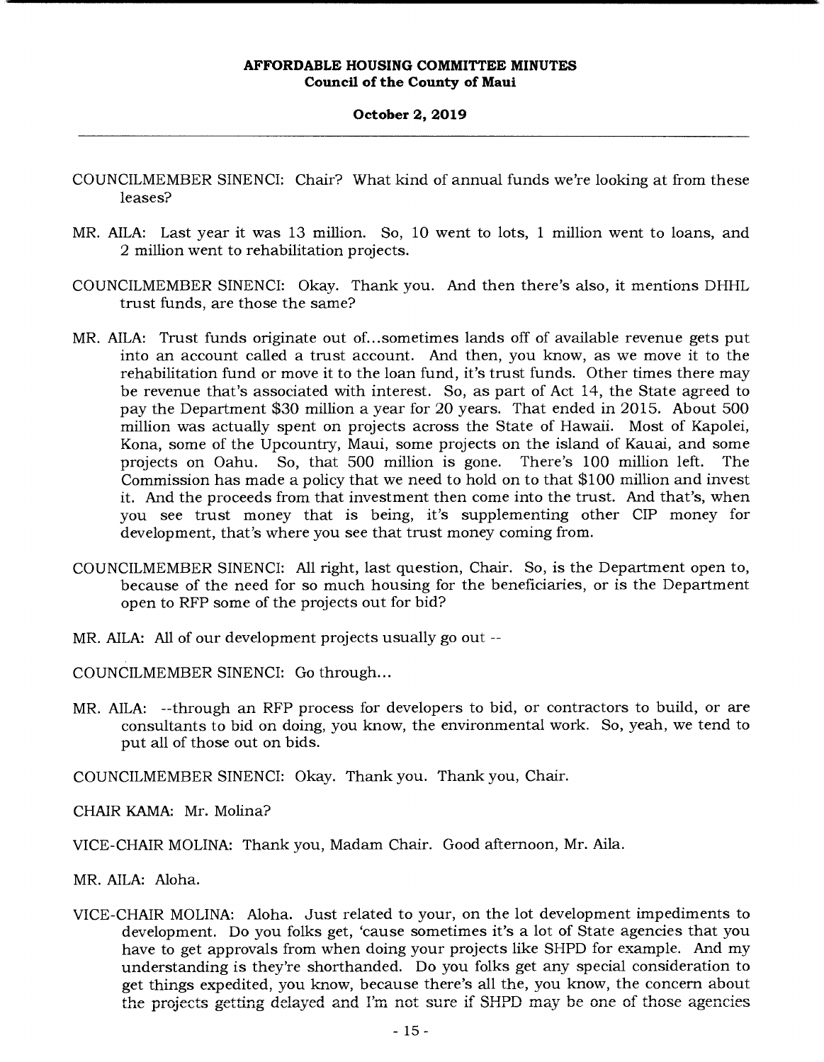COUNCILMEMBER SINENCI: Chair? What kind of annual funds we're looking at from these leases?

MR. AILA: Last year it was 13 million. So, 10 went to lots, 1 million went to loans, and 2 million went to rehabilitation projects.

COUNCILMEMBER SINENCI: Okay. Thank you. And then there's also, it mentions DHHL trust funds, are those the same?

MR. AILA: Trust funds originate out of...sometimes lands off of available revenue gets put into an account called a trust account. And then, you know, as we move it to the rehabilitation fund or move it to the loan fund, it's trust funds. Other times there may be revenue that's associated with interest. So, as part of Act 14, the State agreed to pay the Department $30 million a year for 20 years. That ended in 2015. About 500 million was actually spent on projects across the State of Hawaii. Most of Kapolei, Kona, some of the Upcountry, Maui, some projects on the island of Kauai, and some projects on Oahu. So, that 500 million is gone. There's 100 million left. The Commission has made a policy that we need to hold on to that $100 million and invest it. And the proceeds from that investment then come into the trust. And that's, when you see trust money that is being, it's supplementing other CIP money for development, that's where you see that trust money coming from.

COUNCILMEMBER SINENCI: All right, last question, Chair. So, is the Department open to, because of the need for so much housing for the beneficiaries, or is the Department open to RFP some of the projects out for bid?

MR. AILA: All of our development projects usually go out --

COUNCILMEMBER SINENCI: Go through...

MR. AILA: --through an RFP process for developers to bid, or contractors to build, or are consultants to bid on doing, you know, the environmental work. So, yeah, we tend to put all of those out on bids.

COUNCILMEMBER SINENCI: Okay. Thank you. Thank you, Chair.

CHAIR KAMA: Mr. Molina?

VICE-CHAIR MOLINA: Thank you, Madam Chair. Good afternoon, Mr. Aila.

MR. AILA: Aloha.

VICE-CHAIR MOLINA: Aloha. Just related to your, on the lot development impediments to development. Do you folks get, 'cause sometimes it's a lot of State agencies that you have to get approvals from when doing your projects like SHPD for example. And my understanding is they're shorthanded. Do you folks get any special consideration to get things expedited, you know, because there's all the, you know, the concern about the projects getting delayed and I'm not sure if SHPD may be one of those agencies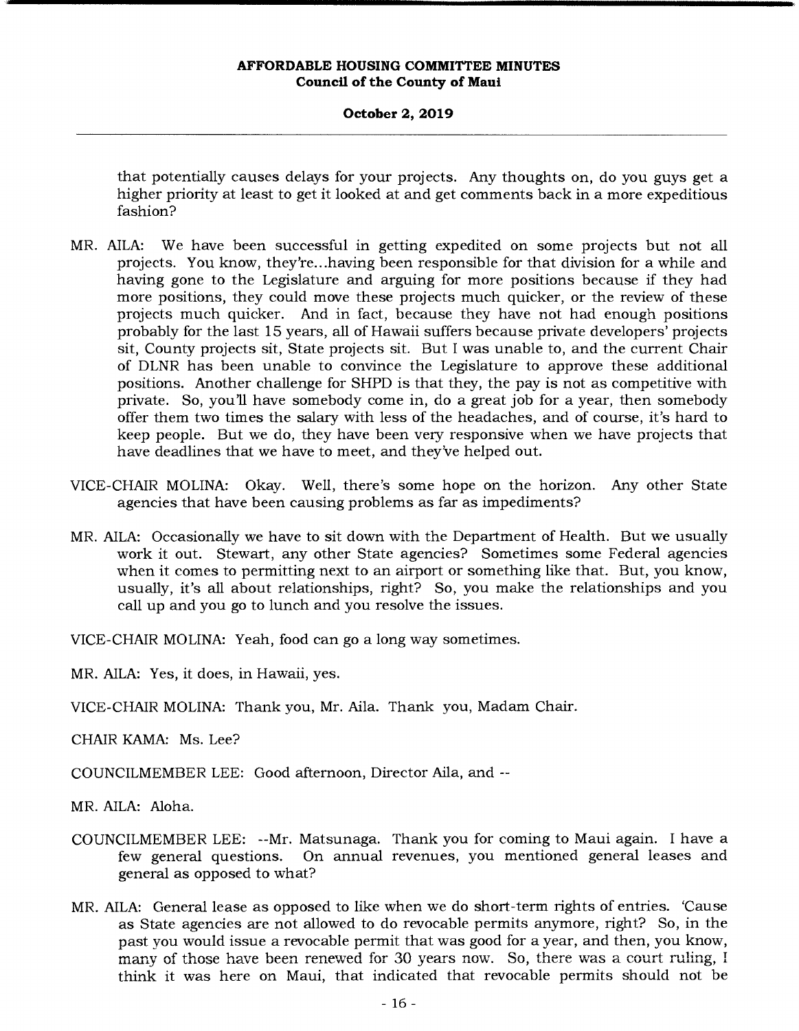that potentially causes delays for your projects. Any thoughts on, do you guys get a higher priority at least to get it looked at and get comments back in a more expeditious fashion?

MR. AILA: We have been successful in getting expedited on some projects but not all projects. You know, they're...having been responsible for that division for a while and having gone to the Legislature and arguing for more positions because if they had more positions, they could move these projects much quicker, or the review of these projects much quicker. And in fact, because they have not had enough positions probably for the last 15 years, all of Hawaii suffers because private developers' projects sit, County projects sit, State projects sit. But I was unable to, and the current Chair of DLNR has been unable to convince the Legislature to approve these additional positions. Another challenge for SHPD is that they, the pay is not as competitive with private. So, you'll have somebody come in, do a great job for a year, then somebody offer them two times the salary with less of the headaches, and of course, it's hard to keep people. But we do, they have been very responsive when we have projects that have deadlines that we have to meet, and they've helped out.

VICE-CHAIR MOLINA: Okay. Well, there's some hope on the horizon. Any other State agencies that have been causing problems as far as impediments?

MR. AILA: Occasionally we have to sit down with the Department of Health. But we usually work it out. Stewart, any other State agencies? Sometimes some Federal agencies when it comes to permitting next to an airport or something like that. But, you know, usually, it's all about relationships, right? So, you make the relationships and you call up and you go to lunch and you resolve the issues.

VICE-CHAIR MOLINA: Yeah, food can go a long way sometimes.

MR. AILA: Yes, it does, in Hawaii, yes.

VICE-CHAIR MOLINA: Thank you, Mr. Aila. Thank you, Madam Chair.

CHAIR KAMA: Ms. Lee?

COUNCILMEMBER LEE: Good afternoon, Director Aila, and --

MR. AILA: Aloha.

COUNCILMEMBER LEE: --Mr. Matsunaga. Thank you for coming to Maui again. I have a few general questions. On annual revenues, you mentioned general leases and general as opposed to what?

MR. AILA: General lease as opposed to like when we do short-term rights of entries. 'Cause as State agencies are not allowed to do revocable permits anymore, right? So, in the past you would issue a revocable permit that was good for a year, and then, you know, many of those have been renewed for 30 years now. So, there was a court ruling, I think it was here on Maui, that indicated that revocable permits should not be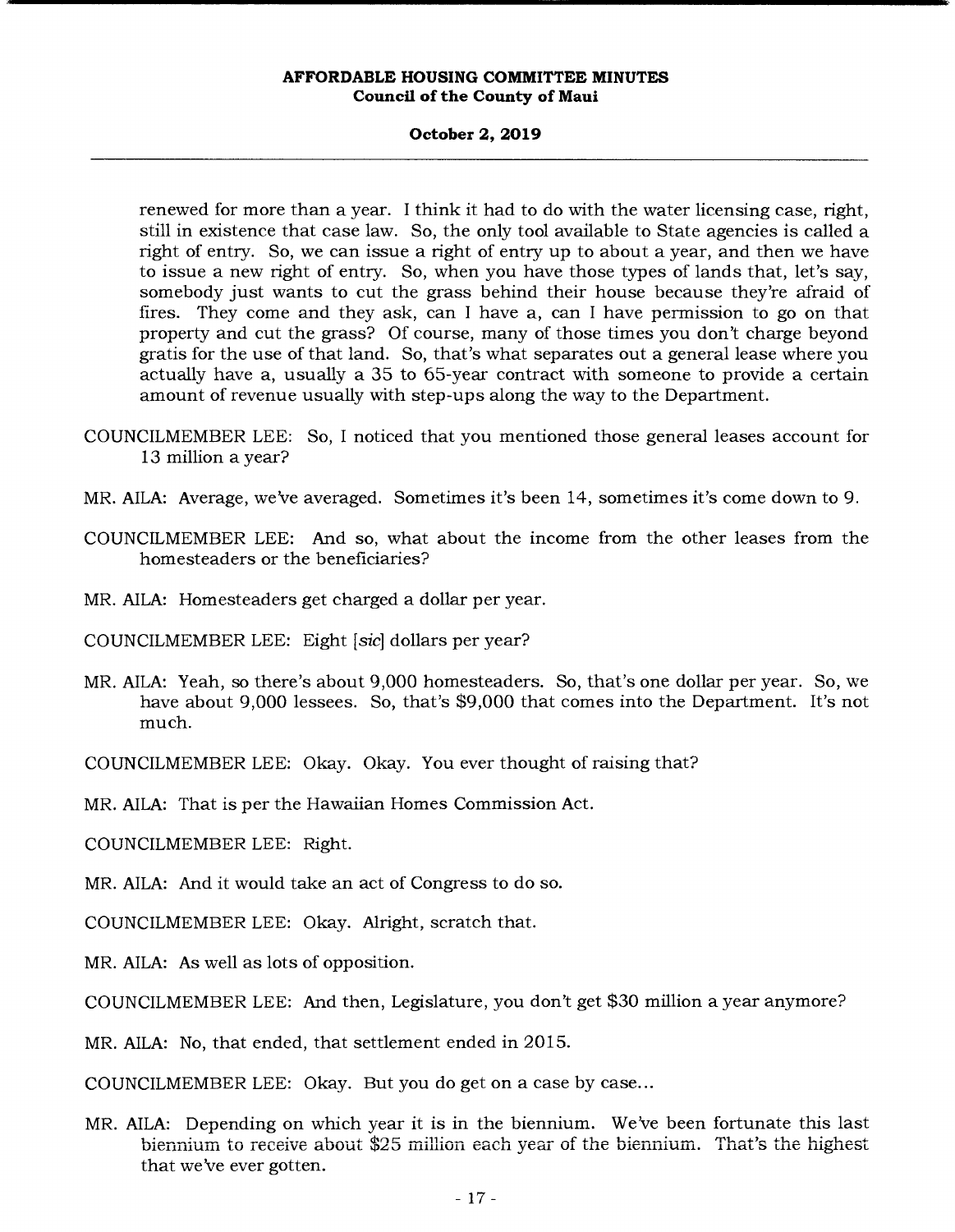renewed for more than a year. I think it had to do with the water licensing case, right, still in existence that case law. So, the only tool available to State agencies is called a right of entry. So, we can issue a right of entry up to about a year, and then we have to issue a new right of entry. So, when you have those types of lands that, let's say, somebody just wants to cut the grass behind their house because they're afraid of fires. They come and they ask, can I have a, can I have permission to go on that property and cut the grass? Of course, many of those times you don't charge beyond gratis for the use of that land. So, that's what separates out a general lease where you actually have a, usually a 35 to 65-year contract with someone to provide a certain amount of revenue usually with step-ups along the way to the Department.

COUNCILMEMBER LEE: So, I noticed that you mentioned those general leases account for 13 million a year?

MR. AILA: Average, we've averaged. Sometimes it's been 14, sometimes it's come down to 9.

COUNCILMEMBER LEE: And so, what about the income from the other leases from the homesteaders or the beneficiaries?

MR. AILA: Homesteaders get charged a dollar per year.

COUNCILMEMBER LEE: Eight [*sic*] dollars per year?

MR. AILA: Yeah, so there's about 9,000 homesteaders. So, that's one dollar per year. So, we have about 9,000 lessees. So, that's $9,000 that comes into the Department. It's not much.

COUNCILMEMBER LEE: Okay. Okay. You ever thought of raising that?

MR. AILA: That is per the Hawaiian Homes Commission Act.

COUNCILMEMBER LEE: Right.

MR. AILA: And it would take an act of Congress to do so.

COUNCILMEMBER LEE: Okay. Alright, scratch that.

MR. AILA: As well as lots of opposition.

COUNCILMEMBER LEE: And then, Legislature, you don't get $30 million a year anymore?

MR. AILA: No, that ended, that settlement ended in 2015.

COUNCILMEMBER LEE: Okay. But you do get on a case by case...

MR. AILA: Depending on which year it is in the biennium. We've been fortunate this last biennium to receive about $25 million each year of the biennium. That's the highest that we've ever gotten.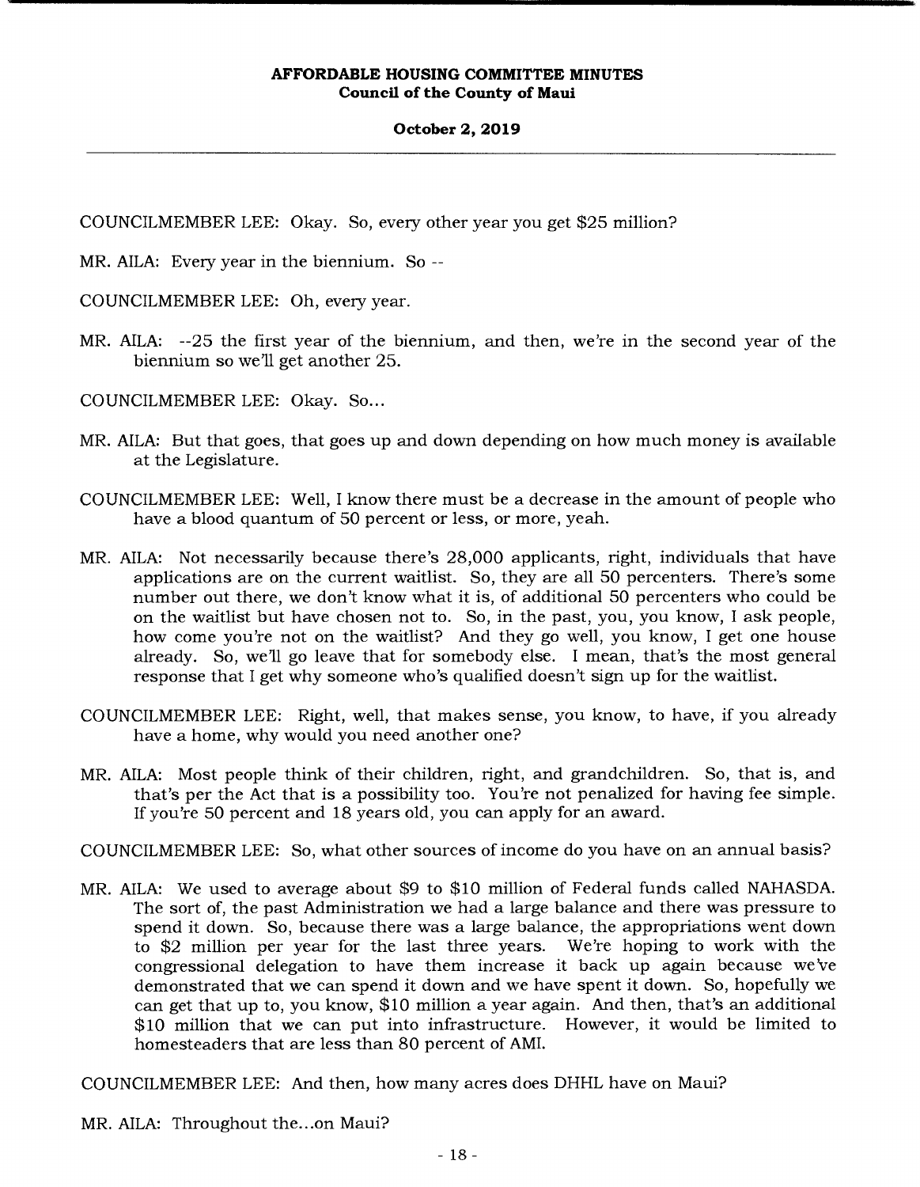COUNCILMEMBER LEE: Okay. So, every other year you get $25 million?

MR. AILA: Every year in the biennium. So --

COUNCILMEMBER LEE: Oh, every year.

MR. AILA: --25 the first year of the biennium, and then, we're in the second year of the biennium so we'll get another 25.

COUNCILMEMBER LEE: Okay. So...

MR. AILA: But that goes, that goes up and down depending on how much money is available at the Legislature.

COUNCILMEMBER LEE: Well, I know there must be a decrease in the amount of people who have a blood quantum of 50 percent or less, or more, yeah.

MR. AILA: Not necessarily because there's 28,000 applicants, right, individuals that have applications are on the current waitlist. So, they are all 50 percenters. There's some number out there, we don't know what it is, of additional 50 percenters who could be on the waitlist but have chosen not to. So, in the past, you, you know, I ask people, how come you're not on the waitlist? And they go well, you know, I get one house already. So, we'll go leave that for somebody else. I mean, that's the most general response that I get why someone who's qualified doesn't sign up for the waitlist.

COUNCILMEMBER LEE: Right, well, that makes sense, you know, to have, if you already have a home, why would you need another one?

MR. AILA: Most people think of their children, right, and grandchildren. So, that is, and that's per the Act that is a possibility too. You're not penalized for having fee simple. If you're 50 percent and 18 years old, you can apply for an award.

COUNCILMEMBER LEE: So, what other sources of income do you have on an annual basis?

MR. AILA: We used to average about $9 to $10 million of Federal funds called NAHASDA. The sort of, the past Administration we had a large balance and there was pressure to spend it down. So, because there was a large balance, the appropriations went down to $2 million per year for the last three years. We're hoping to work with the congressional delegation to have them increase it back up again because we've demonstrated that we can spend it down and we have spent it down. So, hopefully we can get that up to, you know, $10 million a year again. And then, that's an additional $10 million that we can put into infrastructure. However, it would be limited to homesteaders that are less than 80 percent of AMI.

COUNCILMEMBER LEE: And then, how many acres does DHHL have on Maui?

MR. AILA: Throughout the...on Maui?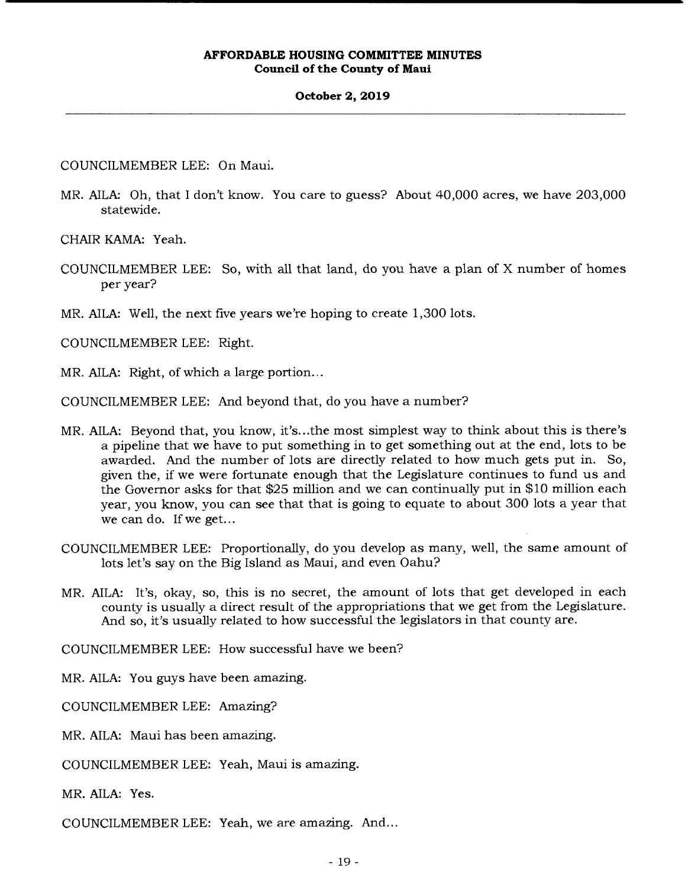COUNCILMEMBER LEE: On Maui.

MR. AILA: Oh, that I don't know. You care to guess? About 40,000 acres, we have 203,000 statewide.

CHAIR KAMA: Yeah.

COUNCILMEMBER LEE: So, with all that land, do you have a plan of X number of homes per year?

MR. AILA: Well, the next five years we're hoping to create 1,300 lots.

COUNCILMEMBER LEE: Right.

MR. AILA: Right, of which a large portion...

COUNCILMEMBER LEE: And beyond that, do you have a number?

MR. AILA: Beyond that, you know, it's...the most simplest way to think about this is there's a pipeline that we have to put something in to get something out at the end, lots to be awarded. And the number of lots are directly related to how much gets put in. So, given the, if we were fortunate enough that the Legislature continues to fund us and the Governor asks for that $25 million and we can continually put in $10 million each year, you know, you can see that that is going to equate to about 300 lots a year that we can do. If we get...

COUNCILMEMBER LEE: Proportionally, do you develop as many, well, the same amount of lots let's say on the Big Island as Maui, and even Oahu?

MR. AILA: It's, okay, so, this is no secret, the amount of lots that get developed in each county is usually a direct result of the appropriations that we get from the Legislature. And so, it's usually related to how successful the legislators in that county are.

COUNCILMEMBER LEE: How successful have we been?

MR. AILA: You guys have been amazing.

COUNCILMEMBER LEE: Amazing?

MR. AILA: Maui has been amazing.

COUNCILMEMBER LEE: Yeah, Maui is amazing.

MR. AILA: Yes.

COUNCILMEMBER LEE: Yeah, we are amazing. And...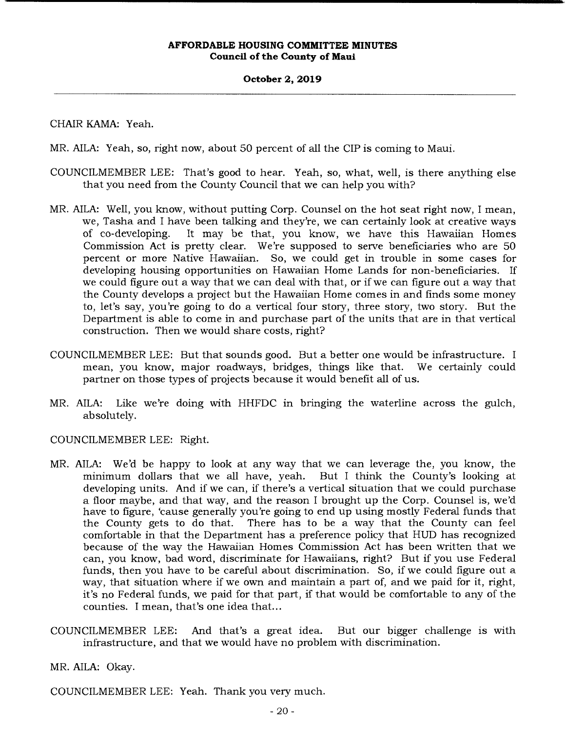CHAIR KAMA: Yeah.

MR. AILA: Yeah, so, right now, about 50 percent of all the CIP is coming to Maui.

COUNCILMEMBER LEE: That's good to hear. Yeah, so, what, well, is there anything else that you need from the County Council that we can help you with?

MR. AILA: Well, you know, without putting Corp. Counsel on the hot seat right now, I mean, we, Tasha and I have been talking and they're, we can certainly look at creative ways of co-developing. It may be that, you know, we have this Hawaiian Homes Commission Act is pretty clear. We're supposed to serve beneficiaries who are 50 percent or more Native Hawaiian. So, we could get in trouble in some cases for developing housing opportunities on Hawaiian Home Lands for non-beneficiaries. If we could figure out a way that we can deal with that, or if we can figure out a way that the County develops a project but the Hawaiian Home comes in and finds some money to, let's say, you're going to do a vertical four story, three story, two story. But the Department is able to come in and purchase part of the units that are in that vertical construction. Then we would share costs, right?

COUNCILMEMBER LEE: But that sounds good. But a better one would be infrastructure. I mean, you know, major roadways, bridges, things like that. We certainly could partner on those types of projects because it would benefit all of us.

MR. AILA: Like we're doing with HHFDC in bringing the waterline across the gulch, absolutely.

COUNCILMEMBER LEE: Right.

MR. AILA: We'd be happy to look at any way that we can leverage the, you know, the minimum dollars that we all have, yeah. But I think the County's looking at developing units. And if we can, if there's a vertical situation that we could purchase a floor maybe, and that way, and the reason I brought up the Corp. Counsel is, we'd have to figure, 'cause generally you're going to end up using mostly Federal funds that the County gets to do that. There has to be a way that the County can feel comfortable in that the Department has a preference policy that HUD has recognized because of the way the Hawaiian Homes Commission Act has been written that we can, you know, bad word, discriminate for Hawaiians, right? But if you use Federal funds, then you have to be careful about discrimination. So, if we could figure out a way, that situation where if we own and maintain a part of, and we paid for it, right, it's no Federal funds, we paid for that part, if that would be comfortable to any of the counties. I mean, that's one idea that...

COUNCILMEMBER LEE: And that's a great idea. But our bigger challenge is with infrastructure, and that we would have no problem with discrimination.

MR. AILA: Okay.

COUNCILMEMBER LEE: Yeah. Thank you very much.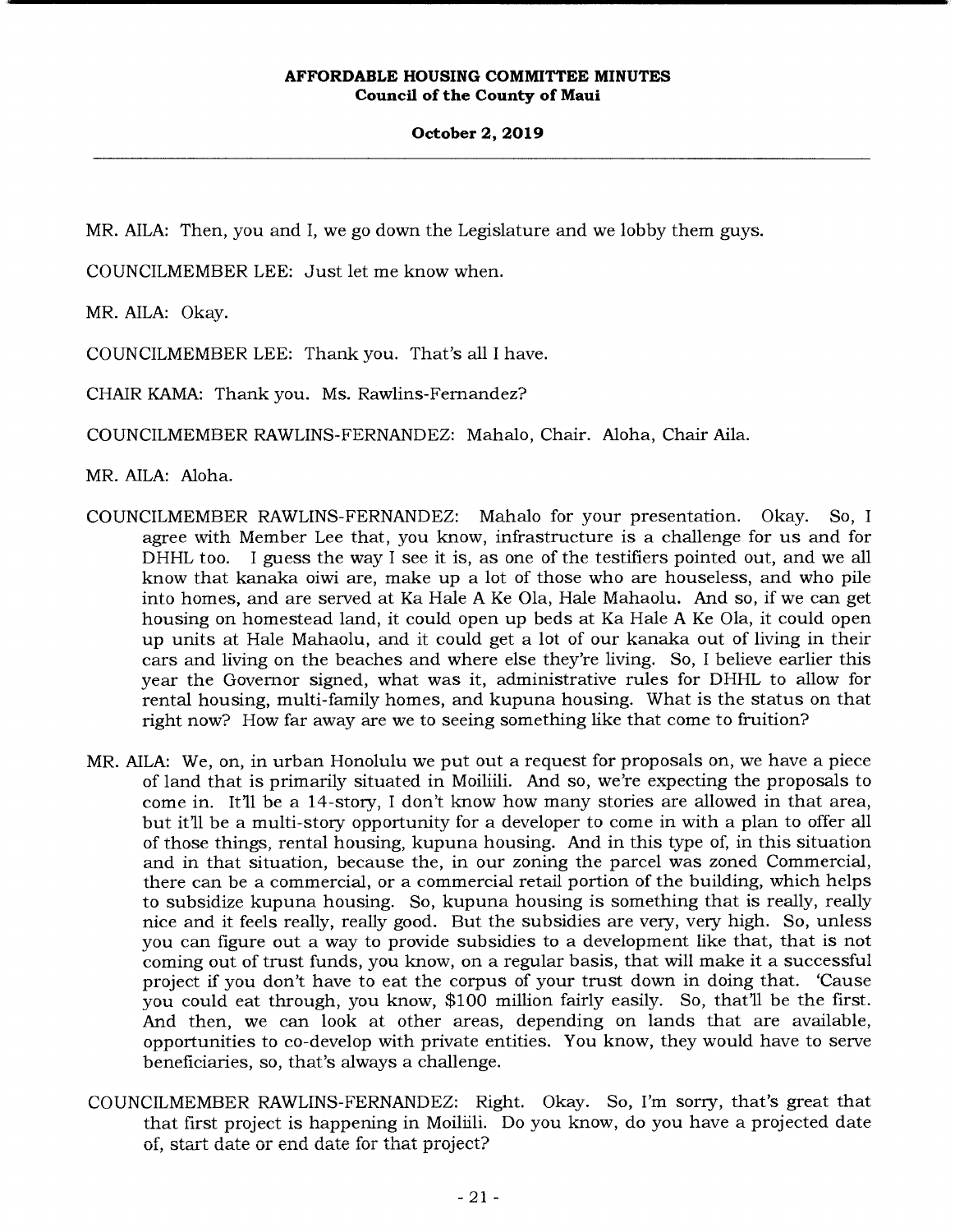MR. AILA: Then, you and I, we go down the Legislature and we lobby them guys.

COUNCILMEMBER LEE: Just let me know when.

MR. AILA: Okay.

COUNCILMEMBER LEE: Thank you. That's all I have.

CHAIR KAMA: Thank you. Ms. Rawlins-Fernandez?

COUNCILMEMBER RAWLINS-FERNANDEZ: Mahalo, Chair. Aloha, Chair Aila.

MR. AILA: Aloha.

COUNCILMEMBER RAWLINS-FERNANDEZ: Mahalo for your presentation. Okay. So, I agree with Member Lee that, you know, infrastructure is a challenge for us and for DHHL too. I guess the way I see it is, as one of the testifiers pointed out, and we all know that kanaka oiwi are, make up a lot of those who are houseless, and who pile into homes, and are served at Ka Hale A Ke Ola, Hale Mahaolu. And so, if we can get housing on homestead land, it could open up beds at Ka Hale A Ke Ola, it could open up units at Hale Mahaolu, and it could get a lot of our kanaka out of living in their cars and living on the beaches and where else they're living. So, I believe earlier this year the Governor signed, what was it, administrative rules for DHHL to allow for rental housing, multi-family homes, and kupuna housing. What is the status on that right now? How far away are we to seeing something like that come to fruition?

MR. AILA: We, on, in urban Honolulu we put out a request for proposals on, we have a piece of land that is primarily situated in Moiliili. And so, we're expecting the proposals to come in. It'll be a 14-story, I don't know how many stories are allowed in that area, but it'll be a multi-story opportunity for a developer to come in with a plan to offer all of those things, rental housing, kupuna housing. And in this type of, in this situation and in that situation, because the, in our zoning the parcel was zoned Commercial, there can be a commercial, or a commercial retail portion of the building, which helps to subsidize kupuna housing. So, kupuna housing is something that is really, really nice and it feels really, really good. But the subsidies are very, very high. So, unless you can figure out a way to provide subsidies to a development like that, that is not coming out of trust funds, you know, on a regular basis, that will make it a successful project if you don't have to eat the corpus of your trust down in doing that. 'Cause you could eat through, you know, $100 million fairly easily. So, that'll be the first. And then, we can look at other areas, depending on lands that are available, opportunities to co-develop with private entities. You know, they would have to serve beneficiaries, so, that's always a challenge.

COUNCILMEMBER RAWLINS-FERNANDEZ: Right. Okay. So, I'm sorry, that's great that that first project is happening in Moiliili. Do you know, do you have a projected date of, start date or end date for that project?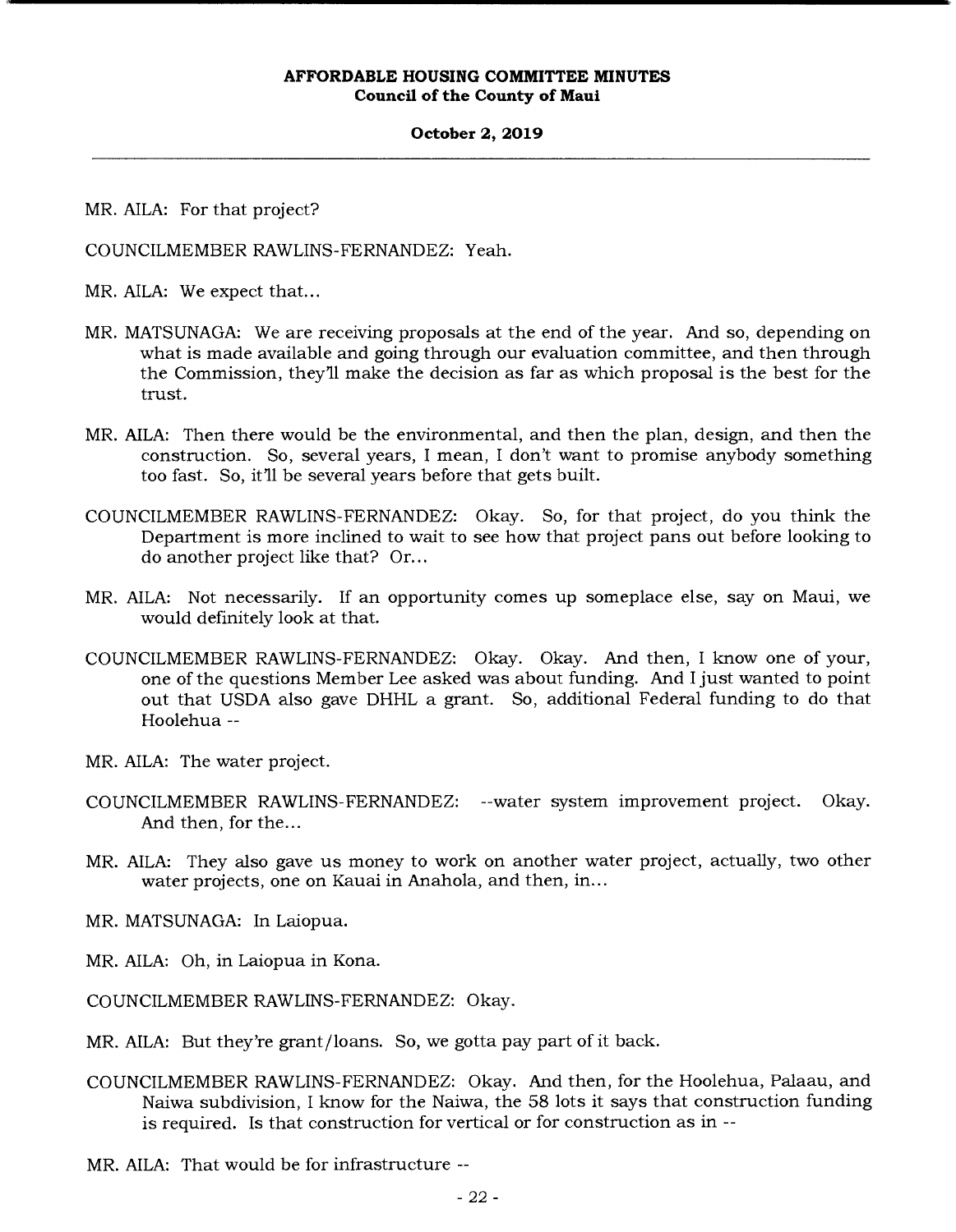MR. AILA: For that project?

COUNCILMEMBER RAWLINS-FERNANDEZ: Yeah.

MR. AILA: We expect that...

MR. MATSUNAGA: We are receiving proposals at the end of the year. And so, depending on what is made available and going through our evaluation committee, and then through the Commission, they'll make the decision as far as which proposal is the best for the trust.

MR. AILA: Then there would be the environmental, and then the plan, design, and then the construction. So, several years, I mean, I don't want to promise anybody something too fast. So, it'll be several years before that gets built.

COUNCILMEMBER RAWLINS-FERNANDEZ: Okay. So, for that project, do you think the Department is more inclined to wait to see how that project pans out before looking to do another project like that? Or...

MR. AILA: Not necessarily. If an opportunity comes up someplace else, say on Maui, we would definitely look at that.

COUNCILMEMBER RAWLINS-FERNANDEZ: Okay. Okay. And then, I know one of your, one of the questions Member Lee asked was about funding. And I just wanted to point out that USDA also gave DHHL a grant. So, additional Federal funding to do that Hoolehua --

MR. AILA: The water project.

COUNCILMEMBER RAWLINS-FERNANDEZ: --water system improvement project. Okay. And then, for the...

MR. AILA: They also gave us money to work on another water project, actually, two other water projects, one on Kauai in Anahola, and then, in...

MR. MATSUNAGA: In Laiopua.

MR. AILA: Oh, in Laiopua in Kona.

COUNCILMEMBER RAWLINS-FERNANDEZ: Okay.

MR. AILA: But they're grant/loans. So, we gotta pay part of it back.

COUNCILMEMBER RAWLINS-FERNANDEZ: Okay. And then, for the Hoolehua, Palaau, and Naiwa subdivision, I know for the Naiwa, the 58 lots it says that construction funding is required. Is that construction for vertical or for construction as in --

MR. AILA: That would be for infrastructure --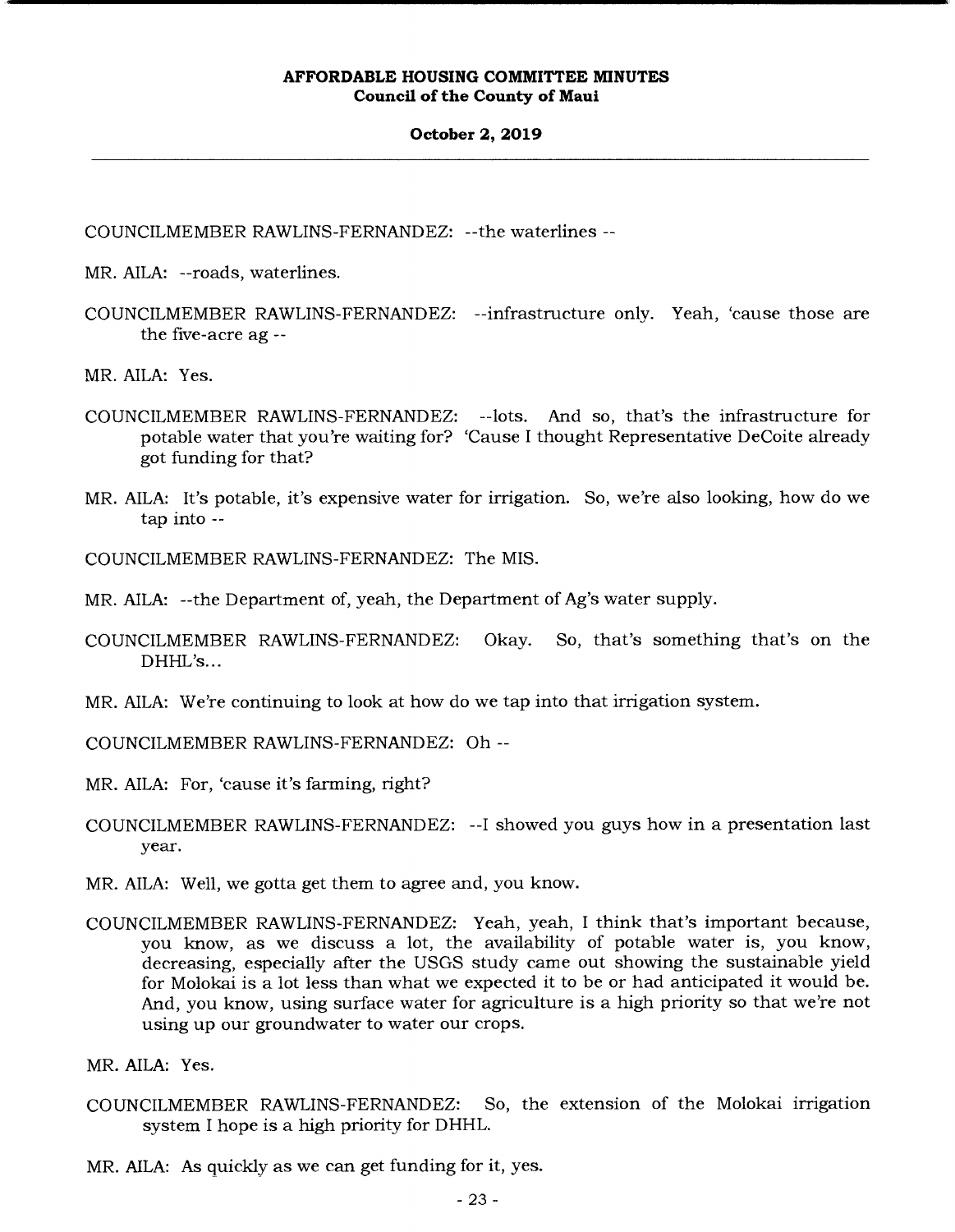COUNCILMEMBER RAWLINS-FERNANDEZ: --the waterlines --

MR. AILA: --roads, waterlines.

COUNCILMEMBER RAWLINS-FERNANDEZ: --infrastructure only. Yeah, 'cause those are the five-acre ag --

MR. AILA: Yes.

COUNCILMEMBER RAWLINS-FERNANDEZ: --lots. And so, that's the infrastructure for potable water that you're waiting for? 'Cause I thought Representative DeCoite already got funding for that?

MR. AILA: It's potable, it's expensive water for irrigation. So, we're also looking, how do we tap into --

COUNCILMEMBER RAWLINS-FERNANDEZ: The MIS.

MR. AILA: --the Department of, yeah, the Department of Ag's water supply.

COUNCILMEMBER RAWLINS-FERNANDEZ: Okay. So, that's something that's on the DHHL's...

MR. AILA: We're continuing to look at how do we tap into that irrigation system.

COUNCILMEMBER RAWLINS-FERNANDEZ: Oh --

MR. AILA: For, 'cause it's farming, right?

COUNCILMEMBER RAWLINS-FERNANDEZ: --I showed you guys how in a presentation last year.

MR. AILA: Well, we gotta get them to agree and, you know.

COUNCILMEMBER RAWLINS-FERNANDEZ: Yeah, yeah, I think that's important because, you know, as we discuss a lot, the availability of potable water is, you know, decreasing, especially after the USGS study came out showing the sustainable yield for Molokai is a lot less than what we expected it to be or had anticipated it would be. And, you know, using surface water for agriculture is a high priority so that we're not using up our groundwater to water our crops.

MR. AILA: Yes.

COUNCILMEMBER RAWLINS-FERNANDEZ: So, the extension of the Molokai irrigation system I hope is a high priority for DHHL.

MR. AILA: As quickly as we can get funding for it, yes.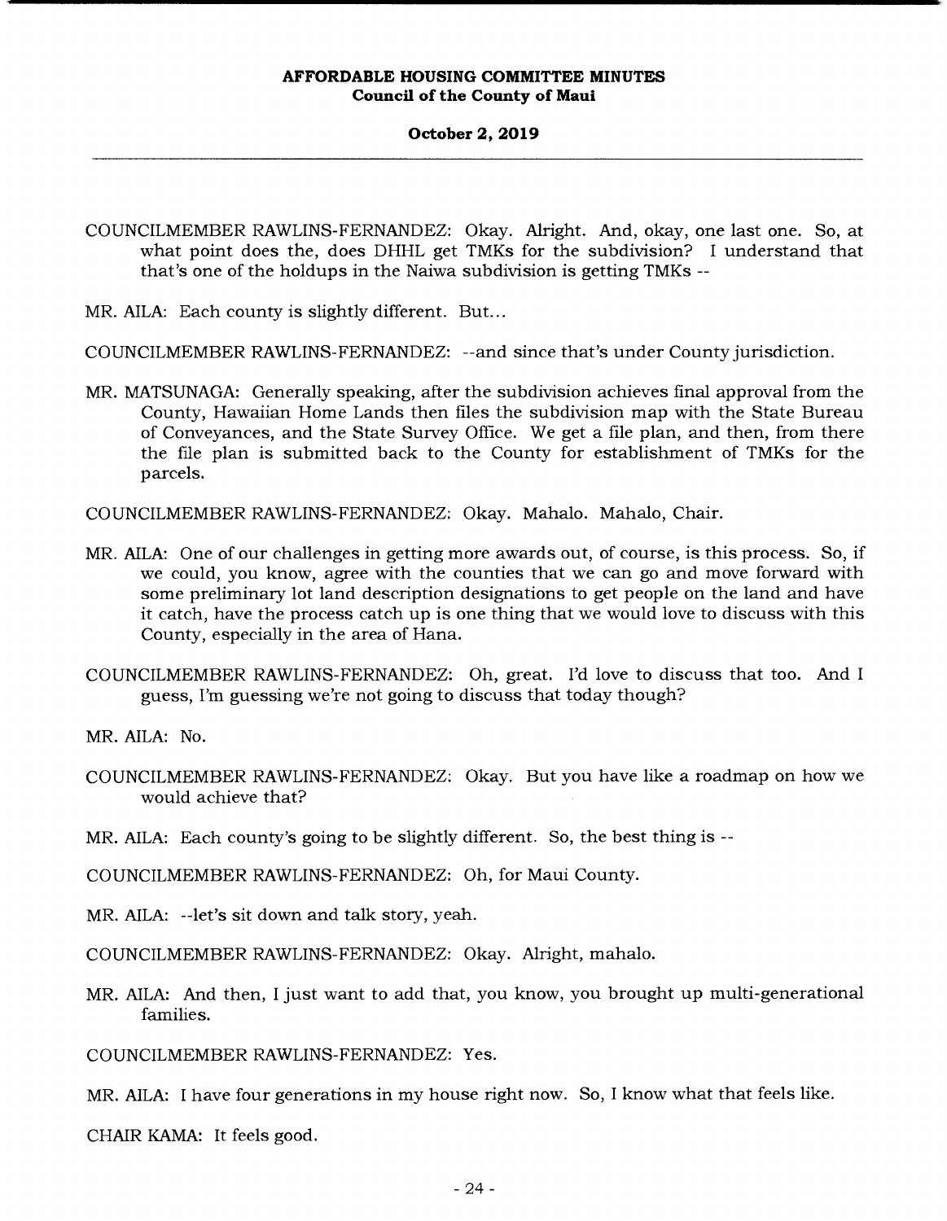COUNCILMEMBER RAWLINS-FERNANDEZ: Okay. Alright. And, okay, one last one. So, at what point does the, does DHHL get TMKs for the subdivision? I understand that that's one of the holdups in the Naiwa subdivision is getting TMKs --

MR. AILA: Each county is slightly different. But...

COUNCILMEMBER RAWLINS-FERNANDEZ: --and since that's under County jurisdiction.

MR. MATSUNAGA: Generally speaking, after the subdivision achieves final approval from the County, Hawaiian Home Lands then files the subdivision map with the State Bureau of Conveyances, and the State Survey Office. We get a file plan, and then, from there the file plan is submitted back to the County for establishment of TMKs for the parcels.

COUNCILMEMBER RAWLINS-FERNANDEZ: Okay. Mahalo. Mahalo, Chair.

MR. AILA: One of our challenges in getting more awards out, of course, is this process. So, if we could, you know, agree with the counties that we can go and move forward with some preliminary lot land description designations to get people on the land and have it catch, have the process catch up is one thing that we would love to discuss with this County, especially in the area of Hana.

COUNCILMEMBER RAWLINS-FERNANDEZ: Oh, great. I'd love to discuss that too. And I guess, I'm guessing we're not going to discuss that today though?

MR. AILA: No.

COUNCILMEMBER RAWLINS-FERNANDEZ: Okay. But you have like a roadmap on how we would achieve that?

MR. AILA: Each county's going to be slightly different. So, the best thing is --

COUNCILMEMBER RAWLINS-FERNANDEZ: Oh, for Maui County.

MR. AILA: --let's sit down and talk story, yeah.

COUNCILMEMBER RAWLINS-FERNANDEZ: Okay. Alright, mahalo.

MR. AILA: And then, I just want to add that, you know, you brought up multi-generational families.

COUNCILMEMBER RAWLINS-FERNANDEZ: Yes.

MR. AILA: I have four generations in my house right now. So, I know what that feels like.

CHAIR KAMA: It feels good.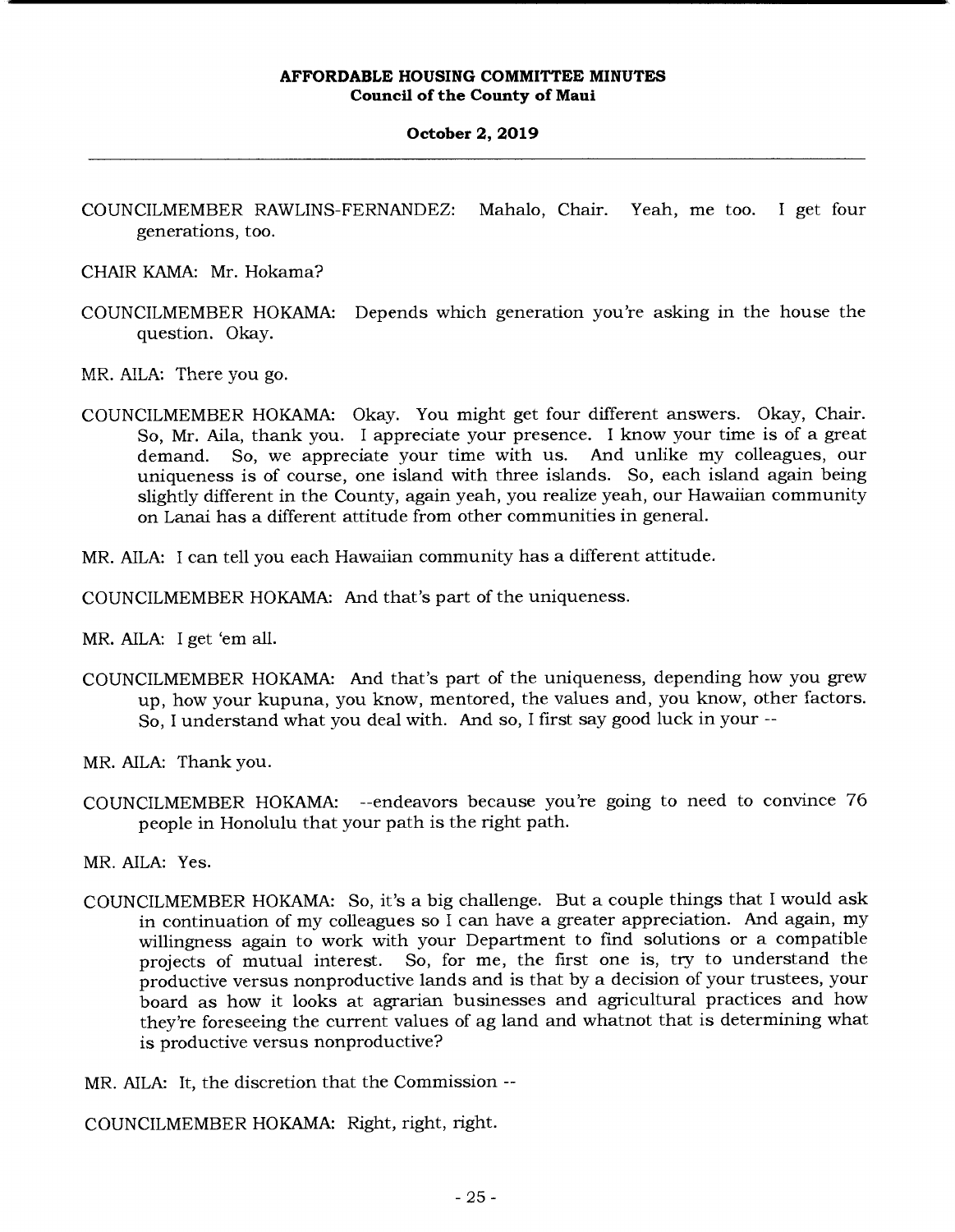COUNCILMEMBER RAWLINS-FERNANDEZ: Mahalo, Chair. Yeah, me too. I get four generations, too.

CHAIR KAMA: Mr. Hokama?

COUNCILMEMBER HOKAMA: Depends which generation you're asking in the house the question. Okay.

MR. AILA: There you go.

COUNCILMEMBER HOKAMA: Okay. You might get four different answers. Okay, Chair. So, Mr. Aila, thank you. I appreciate your presence. I know your time is of a great demand. So, we appreciate your time with us. And unlike my colleagues, our uniqueness is of course, one island with three islands. So, each island again being slightly different in the County, again yeah, you realize yeah, our Hawaiian community on Lanai has a different attitude from other communities in general.

MR. AILA: I can tell you each Hawaiian community has a different attitude.

COUNCILMEMBER HOKAMA: And that's part of the uniqueness.

MR. AILA: I get 'em all.

COUNCILMEMBER HOKAMA: And that's part of the uniqueness, depending how you grew up, how your kupuna, you know, mentored, the values and, you know, other factors. So, I understand what you deal with. And so, I first say good luck in your --

MR. AILA: Thank you.

COUNCILMEMBER HOKAMA: --endeavors because you're going to need to convince 76 people in Honolulu that your path is the right path.

MR. AILA: Yes.

COUNCILMEMBER HOKAMA: So, it's a big challenge. But a couple things that I would ask in continuation of my colleagues so I can have a greater appreciation. And again, my willingness again to work with your Department to find solutions or a compatible projects of mutual interest. So, for me, the first one is, try to understand the productive versus nonproductive lands and is that by a decision of your trustees, your board as how it looks at agrarian businesses and agricultural practices and how they're foreseeing the current values of ag land and whatnot that is determining what is productive versus nonproductive?

MR. AILA: It, the discretion that the Commission --

COUNCILMEMBER HOKAMA: Right, right, right.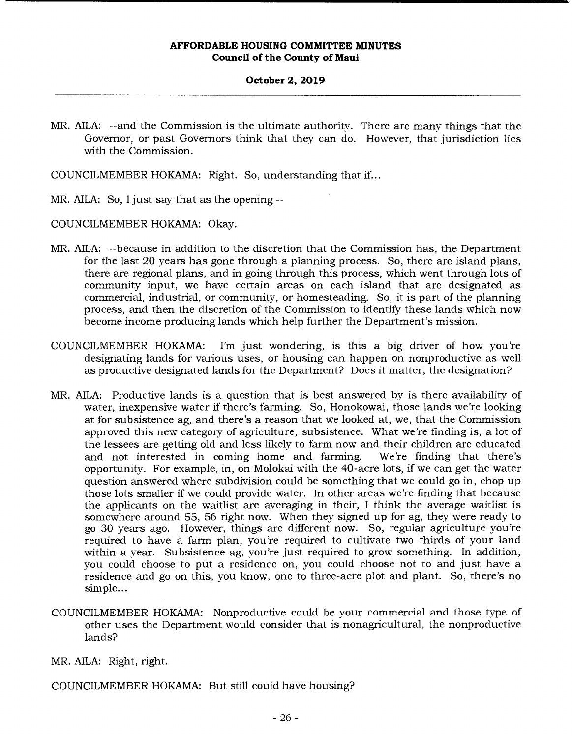MR. AILA: --and the Commission is the ultimate authority. There are many things that the Governor, or past Governors think that they can do. However, that jurisdiction lies with the Commission.

COUNCILMEMBER HOKAMA: Right. So, understanding that if...

MR. AILA: So, I just say that as the opening --

COUNCILMEMBER HOKAMA: Okay.

MR. AILA: --because in addition to the discretion that the Commission has, the Department for the last 20 years has gone through a planning process. So, there are island plans, there are regional plans, and in going through this process, which went through lots of community input, we have certain areas on each island that are designated as commercial, industrial, or community, or homesteading. So, it is part of the planning process, and then the discretion of the Commission to identify these lands which now become income producing lands which help further the Department's mission.

COUNCILMEMBER HOKAMA: I'm just wondering, is this a big driver of how you're designating lands for various uses, or housing can happen on nonproductive as well as productive designated lands for the Department? Does it matter, the designation?

MR. AILA: Productive lands is a question that is best answered by is there availability of water, inexpensive water if there's farming. So, Honokowai, those lands we're looking at for subsistence ag, and there's a reason that we looked at, we, that the Commission approved this new category of agriculture, subsistence. What we're finding is, a lot of the lessees are getting old and less likely to farm now and their children are educated and not interested in coming home and farming. We're finding that there's opportunity. For example, in, on Molokai with the 40-acre lots, if we can get the water question answered where subdivision could be something that we could go in, chop up those lots smaller if we could provide water. In other areas we're finding that because the applicants on the waitlist are averaging in their, I think the average waitlist is somewhere around 55, 56 right now. When they signed up for ag, they were ready to go 30 years ago. However, things are different now. So, regular agriculture you're required to have a farm plan, you're required to cultivate two thirds of your land within a year. Subsistence ag, you're just required to grow something. In addition, you could choose to put a residence on, you could choose not to and just have a residence and go on this, you know, one to three-acre plot and plant. So, there's no simple...

COUNCILMEMBER HOKAMA: Nonproductive could be your commercial and those type of other uses the Department would consider that is nonagricultural, the nonproductive lands?

MR. AILA: Right, right.

COUNCILMEMBER HOKAMA: But still could have housing?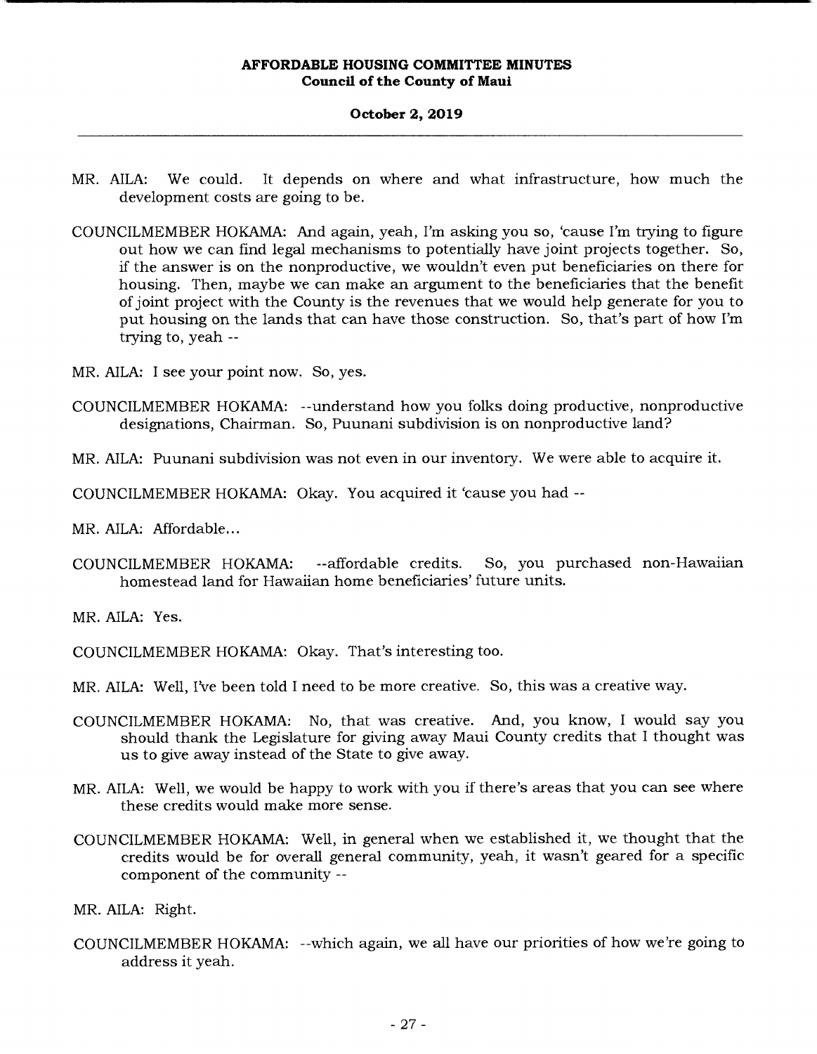MR. AILA: We could. It depends on where and what infrastructure, how much the development costs are going to be.

COUNCILMEMBER HOKAMA: And again, yeah, I'm asking you so, 'cause I'm trying to figure out how we can find legal mechanisms to potentially have joint projects together. So, if the answer is on the nonproductive, we wouldn't even put beneficiaries on there for housing. Then, maybe we can make an argument to the beneficiaries that the benefit of joint project with the County is the revenues that we would help generate for you to put housing on the lands that can have those construction. So, that's part of how I'm trying to, yeah --

MR. AILA: I see your point now. So, yes.

COUNCILMEMBER HOKAMA: --understand how you folks doing productive, nonproductive designations, Chairman. So, Puunani subdivision is on nonproductive land?

MR. AILA: Puunani subdivision was not even in our inventory. We were able to acquire it.

COUNCILMEMBER HOKAMA: Okay. You acquired it 'cause you had --

MR. AILA: Affordable...

COUNCILMEMBER HOKAMA: --affordable credits. So, you purchased non-Hawaiian homestead land for Hawaiian home beneficiaries' future units.

MR. AILA: Yes.

COUNCILMEMBER HOKAMA: Okay. That's interesting too.

MR. AILA: Well, I've been told I need to be more creative. So, this was a creative way.

COUNCILMEMBER HOKAMA: No, that was creative. And, you know, I would say you should thank the Legislature for giving away Maui County credits that I thought was us to give away instead of the State to give away.

MR. AILA: Well, we would be happy to work with you if there's areas that you can see where these credits would make more sense.

COUNCILMEMBER HOKAMA: Well, in general when we established it, we thought that the credits would be for overall general community, yeah, it wasn't geared for a specific component of the community --

MR. AILA: Right.

COUNCILMEMBER HOKAMA: --which again, we all have our priorities of how we're going to address it yeah.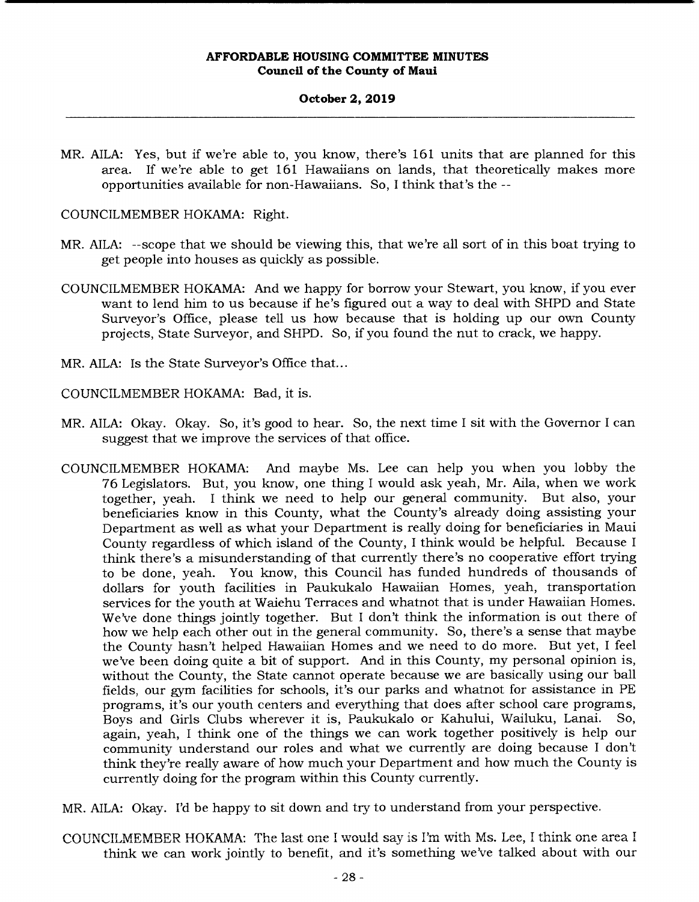MR. AILA: Yes, but if we're able to, you know, there's 161 units that are planned for this area. If we're able to get 161 Hawaiians on lands, that theoretically makes more opportunities available for non-Hawaiians. So, I think that's the --

COUNCILMEMBER HOKAMA: Right.

MR. AILA: --scope that we should be viewing this, that we're all sort of in this boat trying to get people into houses as quickly as possible.

COUNCILMEMBER HOKAMA: And we happy for borrow your Stewart, you know, if you ever want to lend him to us because if he's figured out a way to deal with SHPD and State Surveyor's Office, please tell us how because that is holding up our own County projects, State Surveyor, and SHPD. So, if you found the nut to crack, we happy.

MR. AILA: Is the State Surveyor's Office that...

COUNCILMEMBER HOKAMA: Bad, it is.

MR. AILA: Okay. Okay. So, it's good to hear. So, the next time I sit with the Governor I can suggest that we improve the services of that office.

COUNCILMEMBER HOKAMA: And maybe Ms. Lee can help you when you lobby the 76 Legislators. But, you know, one thing I would ask yeah, Mr. Aila, when we work together, yeah. I think we need to help our general community. But also, your beneficiaries know in this County, what the County's already doing assisting your Department as well as what your Department is really doing for beneficiaries in Maui County regardless of which island of the County, I think would be helpful. Because I think there's a misunderstanding of that currently there's no cooperative effort trying to be done, yeah. You know, this Council has funded hundreds of thousands of dollars for youth facilities in Paukukalo Hawaiian Homes, yeah, transportation services for the youth at Waiehu Terraces and whatnot that is under Hawaiian Homes. We've done things jointly together. But I don't think the information is out there of how we help each other out in the general community. So, there's a sense that maybe the County hasn't helped Hawaiian Homes and we need to do more. But yet, I feel we've been doing quite a bit of support. And in this County, my personal opinion is, without the County, the State cannot operate because we are basically using our ball fields, our gym facilities for schools, it's our parks and whatnot for assistance in PE programs, it's our youth centers and everything that does after school care programs, Boys and Girls Clubs wherever it is, Paukukalo or Kahului, Wailuku, Lanai. So, again, yeah, I think one of the things we can work together positively is help our community understand our roles and what we currently are doing because I don't think they're really aware of how much your Department and how much the County is currently doing for the program within this County currently.

MR. AILA: Okay. I'd be happy to sit down and try to understand from your perspective.

COUNCILMEMBER HOKAMA: The last one I would say is I'm with Ms. Lee, I think one area I think we can work jointly to benefit, and it's something we've talked about with our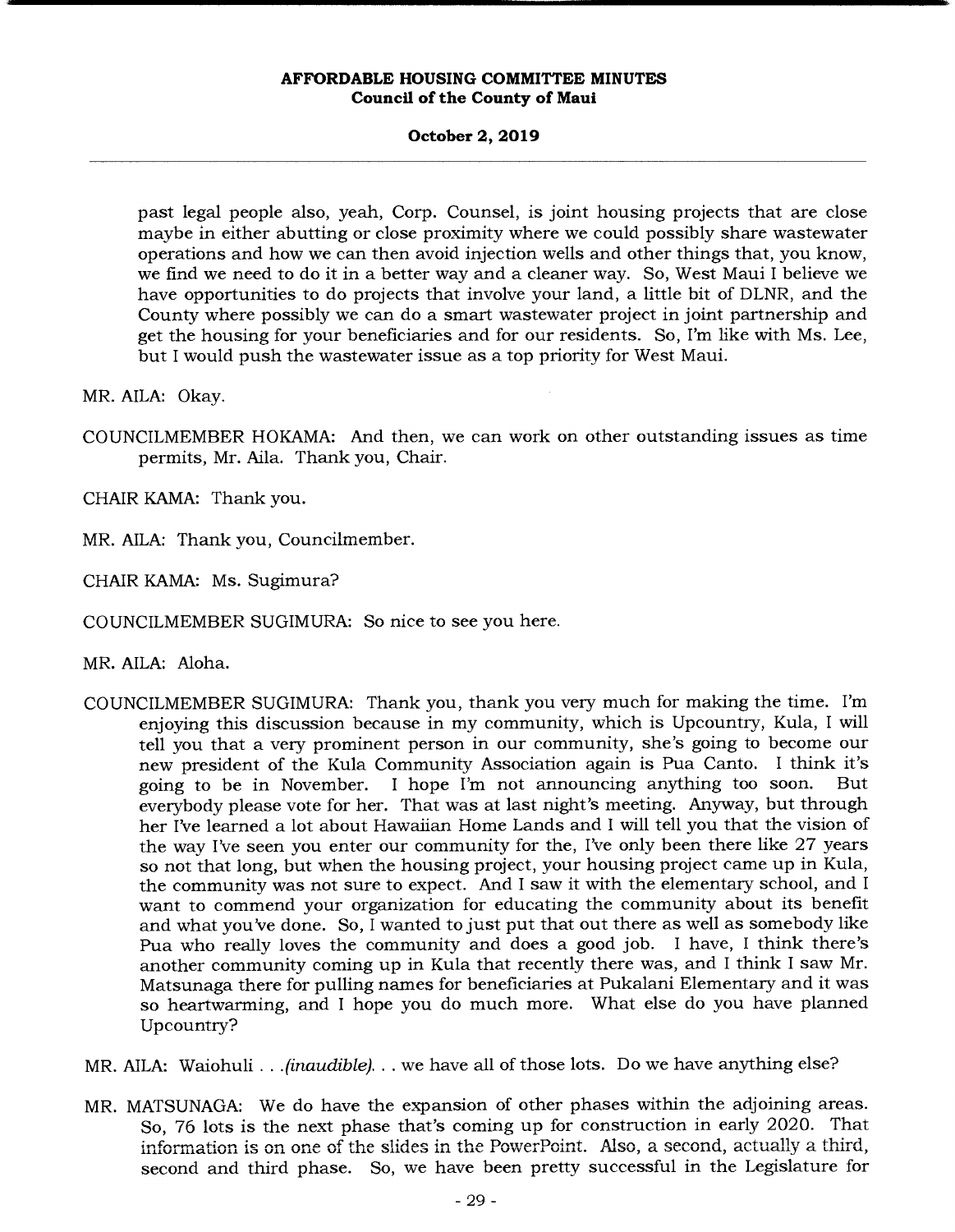past legal people also, yeah, Corp. Counsel, is joint housing projects that are close maybe in either abutting or close proximity where we could possibly share wastewater operations and how we can then avoid injection wells and other things that, you know, we find we need to do it in a better way and a cleaner way. So, West Maui I believe we have opportunities to do projects that involve your land, a little bit of DLNR, and the County where possibly we can do a smart wastewater project in joint partnership and get the housing for your beneficiaries and for our residents. So, I'm like with Ms. Lee, but I would push the wastewater issue as a top priority for West Maui.

MR. AILA: Okay.

COUNCILMEMBER HOKAMA: And then, we can work on other outstanding issues as time permits, Mr. Aila. Thank you, Chair.

CHAIR KAMA: Thank you.

MR. AILA: Thank you, Councilmember.

CHAIR KAMA: Ms. Sugimura?

COUNCILMEMBER SUGIMURA: So nice to see you here.

MR. AILA: Aloha.

COUNCILMEMBER SUGIMURA: Thank you, thank you very much for making the time. I'm enjoying this discussion because in my community, which is Upcountry, Kula, I will tell you that a very prominent person in our community, she's going to become our new president of the Kula Community Association again is Pua Canto. I think it's going to be in November. I hope I'm not announcing anything too soon. But everybody please vote for her. That was at last night's meeting. Anyway, but through her I've learned a lot about Hawaiian Home Lands and I will tell you that the vision of the way I've seen you enter our community for the, I've only been there like 27 years so not that long, but when the housing project, your housing project came up in Kula, the community was not sure to expect. And I saw it with the elementary school, and I want to commend your organization for educating the community about its benefit and what you've done. So, I wanted to just put that out there as well as somebody like Pua who really loves the community and does a good job. I have, I think there's another community coming up in Kula that recently there was, and I think I saw Mr. Matsunaga there for pulling names for beneficiaries at Pukalani Elementary and it was so heartwarming, and I hope you do much more. What else do you have planned Upcountry?

MR. AILA: Waiohuli . . .*(inaudible)*. . . we have all of those lots. Do we have anything else?

MR. MATSUNAGA: We do have the expansion of other phases within the adjoining areas. So, 76 lots is the next phase that's coming up for construction in early 2020. That information is on one of the slides in the PowerPoint. Also, a second, actually a third, second and third phase. So, we have been pretty successful in the Legislature for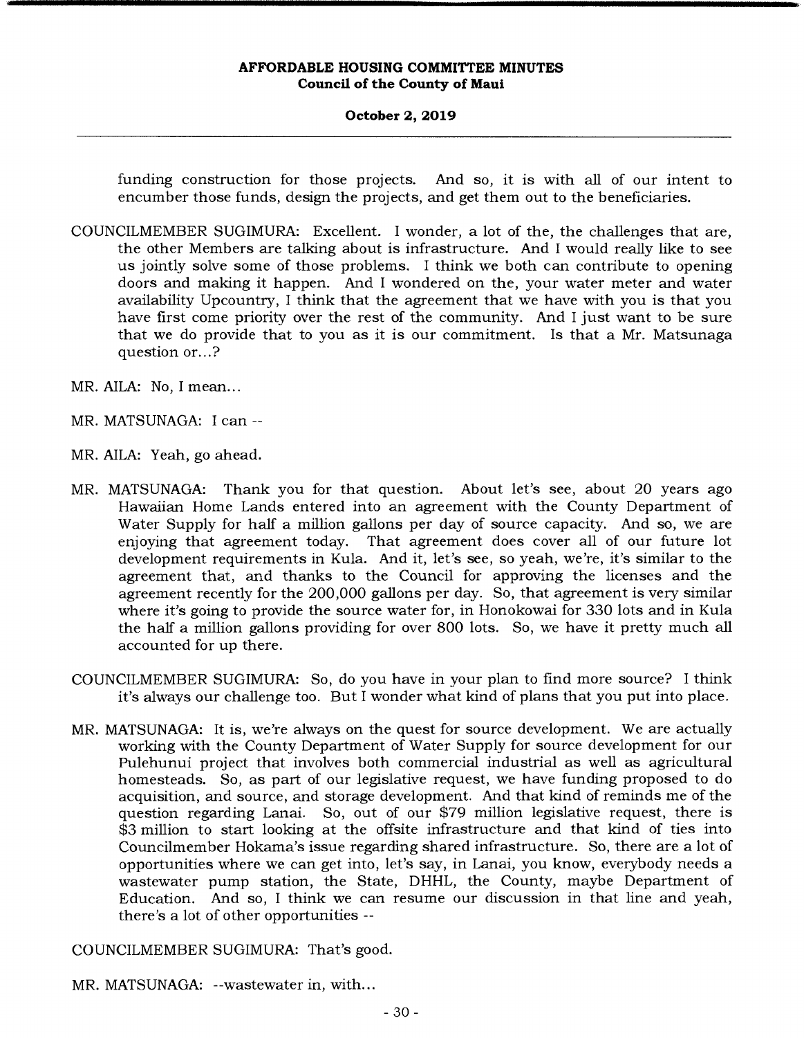funding construction for those projects. And so, it is with all of our intent to encumber those funds, design the projects, and get them out to the beneficiaries.

COUNCILMEMBER SUGIMURA: Excellent. I wonder, a lot of the, the challenges that are, the other Members are talking about is infrastructure. And I would really like to see us jointly solve some of those problems. I think we both can contribute to opening doors and making it happen. And I wondered on the, your water meter and water availability Upcountry, I think that the agreement that we have with you is that you have first come priority over the rest of the community. And I just want to be sure that we do provide that to you as it is our commitment. Is that a Mr. Matsunaga question or...?

MR. AILA: No, I mean...

MR. MATSUNAGA: I can --

MR. AILA: Yeah, go ahead.

MR. MATSUNAGA: Thank you for that question. About let's see, about 20 years ago Hawaiian Home Lands entered into an agreement with the County Department of Water Supply for half a million gallons per day of source capacity. And so, we are enjoying that agreement today. That agreement does cover all of our future lot development requirements in Kula. And it, let's see, so yeah, we're, it's similar to the agreement that, and thanks to the Council for approving the licenses and the agreement recently for the 200,000 gallons per day. So, that agreement is very similar where it's going to provide the source water for, in Honokowai for 330 lots and in Kula the half a million gallons providing for over 800 lots. So, we have it pretty much all accounted for up there.

COUNCILMEMBER SUGIMURA: So, do you have in your plan to find more source? I think it's always our challenge too. But I wonder what kind of plans that you put into place.

MR. MATSUNAGA: It is, we're always on the quest for source development. We are actually working with the County Department of Water Supply for source development for our Pulehunui project that involves both commercial industrial as well as agricultural homesteads. So, as part of our legislative request, we have funding proposed to do acquisition, and source, and storage development. And that kind of reminds me of the question regarding Lanai. So, out of our $79 million legislative request, there is $3 million to start looking at the offsite infrastructure and that kind of ties into Councilmember Hokama's issue regarding shared infrastructure. So, there are a lot of opportunities where we can get into, let's say, in Lanai, you know, everybody needs a wastewater pump station, the State, DHHL, the County, maybe Department of Education. And so, I think we can resume our discussion in that line and yeah, there's a lot of other opportunities --

COUNCILMEMBER SUGIMURA: That's good.

MR. MATSUNAGA: --wastewater in, with...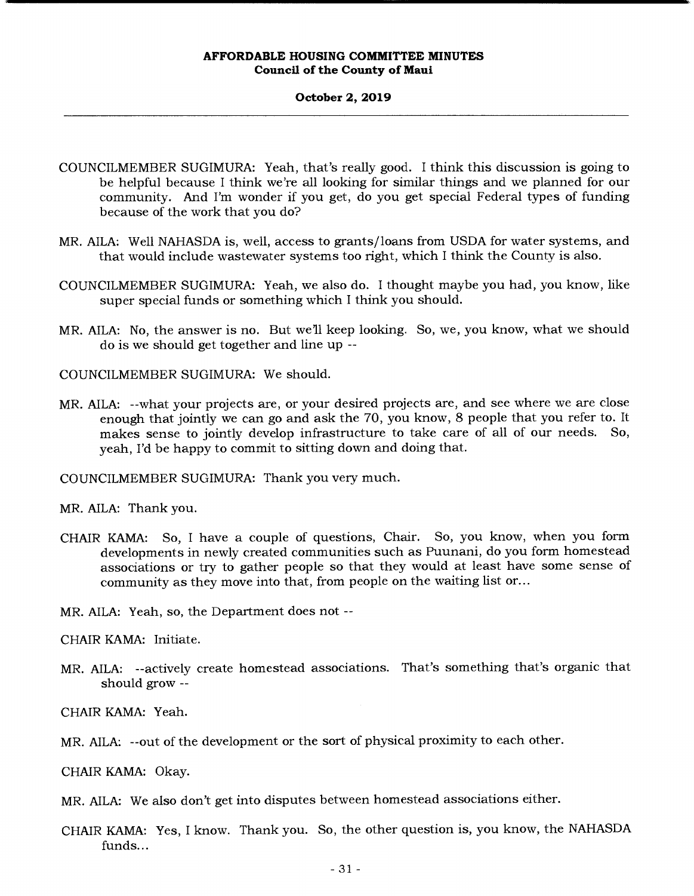COUNCILMEMBER SUGIMURA: Yeah, that's really good. I think this discussion is going to be helpful because I think we're all looking for similar things and we planned for our community. And I'm wonder if you get, do you get special Federal types of funding because of the work that you do?

MR. AILA: Well NAHASDA is, well, access to grants/loans from USDA for water systems, and that would include wastewater systems too right, which I think the County is also.

COUNCILMEMBER SUGIMURA: Yeah, we also do. I thought maybe you had, you know, like super special funds or something which I think you should.

MR. AILA: No, the answer is no. But we'll keep looking. So, we, you know, what we should do is we should get together and line up --

COUNCILMEMBER SUGIMURA: We should.

MR. AILA: --what your projects are, or your desired projects are, and see where we are close enough that jointly we can go and ask the 70, you know, 8 people that you refer to. It makes sense to jointly develop infrastructure to take care of all of our needs. So, yeah, I'd be happy to commit to sitting down and doing that.

COUNCILMEMBER SUGIMURA: Thank you very much.

MR. AILA: Thank you.

CHAIR KAMA: So, I have a couple of questions, Chair. So, you know, when you form developments in newly created communities such as Puunani, do you form homestead associations or try to gather people so that they would at least have some sense of community as they move into that, from people on the waiting list or...

MR. AILA: Yeah, so, the Department does not --

CHAIR KAMA: Initiate.

MR. AILA: --actively create homestead associations. That's something that's organic that should grow --

CHAIR KAMA: Yeah.

MR. AILA: --out of the development or the sort of physical proximity to each other.

CHAIR KAMA: Okay.

MR. AILA: We also don't get into disputes between homestead associations either.

CHAIR KAMA: Yes, I know. Thank you. So, the other question is, you know, the NAHASDA funds...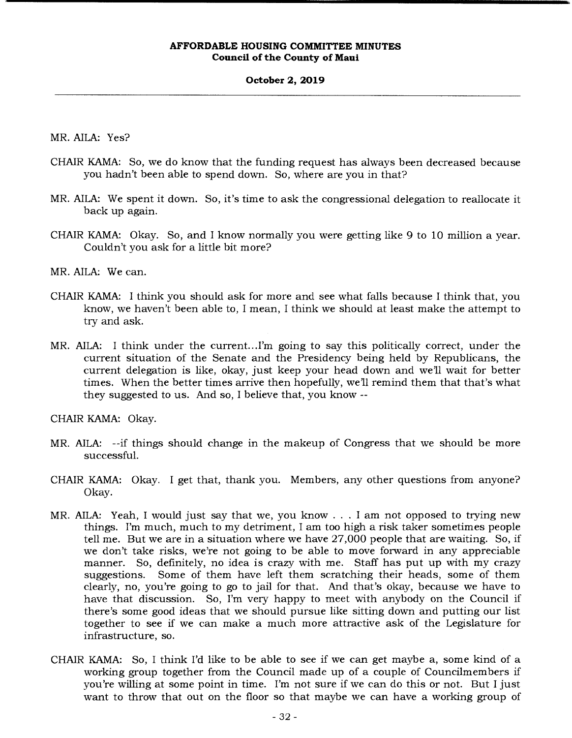MR. AILA: Yes?

CHAIR KAMA: So, we do know that the funding request has always been decreased because you hadn't been able to spend down. So, where are you in that?

MR. AILA: We spent it down. So, it's time to ask the congressional delegation to reallocate it back up again.

CHAIR KAMA: Okay. So, and I know normally you were getting like 9 to 10 million a year. Couldn't you ask for a little bit more?

MR. AILA: We can.

CHAIR KAMA: I think you should ask for more and see what falls because I think that, you know, we haven't been able to, I mean, I think we should at least make the attempt to try and ask.

MR. AILA: I think under the current...I'm going to say this politically correct, under the current situation of the Senate and the Presidency being held by Republicans, the current delegation is like, okay, just keep your head down and we'll wait for better times. When the better times arrive then hopefully, we'll remind them that that's what they suggested to us. And so, I believe that, you know --

CHAIR KAMA: Okay.

MR. AILA: --if things should change in the makeup of Congress that we should be more successful.

CHAIR KAMA: Okay. I get that, thank you. Members, any other questions from anyone? Okay.

MR. AILA: Yeah, I would just say that we, you know . . . I am not opposed to trying new things. I'm much, much to my detriment, I am too high a risk taker sometimes people tell me. But we are in a situation where we have 27,000 people that are waiting. So, if we don't take risks, we're not going to be able to move forward in any appreciable manner. So, definitely, no idea is crazy with me. Staff has put up with my crazy suggestions. Some of them have left them scratching their heads, some of them clearly, no, you're going to go to jail for that. And that's okay, because we have to have that discussion. So, I'm very happy to meet with anybody on the Council if there's some good ideas that we should pursue like sitting down and putting our list together to see if we can make a much more attractive ask of the Legislature for infrastructure, so.

CHAIR KAMA: So, I think I'd like to be able to see if we can get maybe a, some kind of a working group together from the Council made up of a couple of Councilmembers if you're willing at some point in time. I'm not sure if we can do this or not. But I just want to throw that out on the floor so that maybe we can have a working group of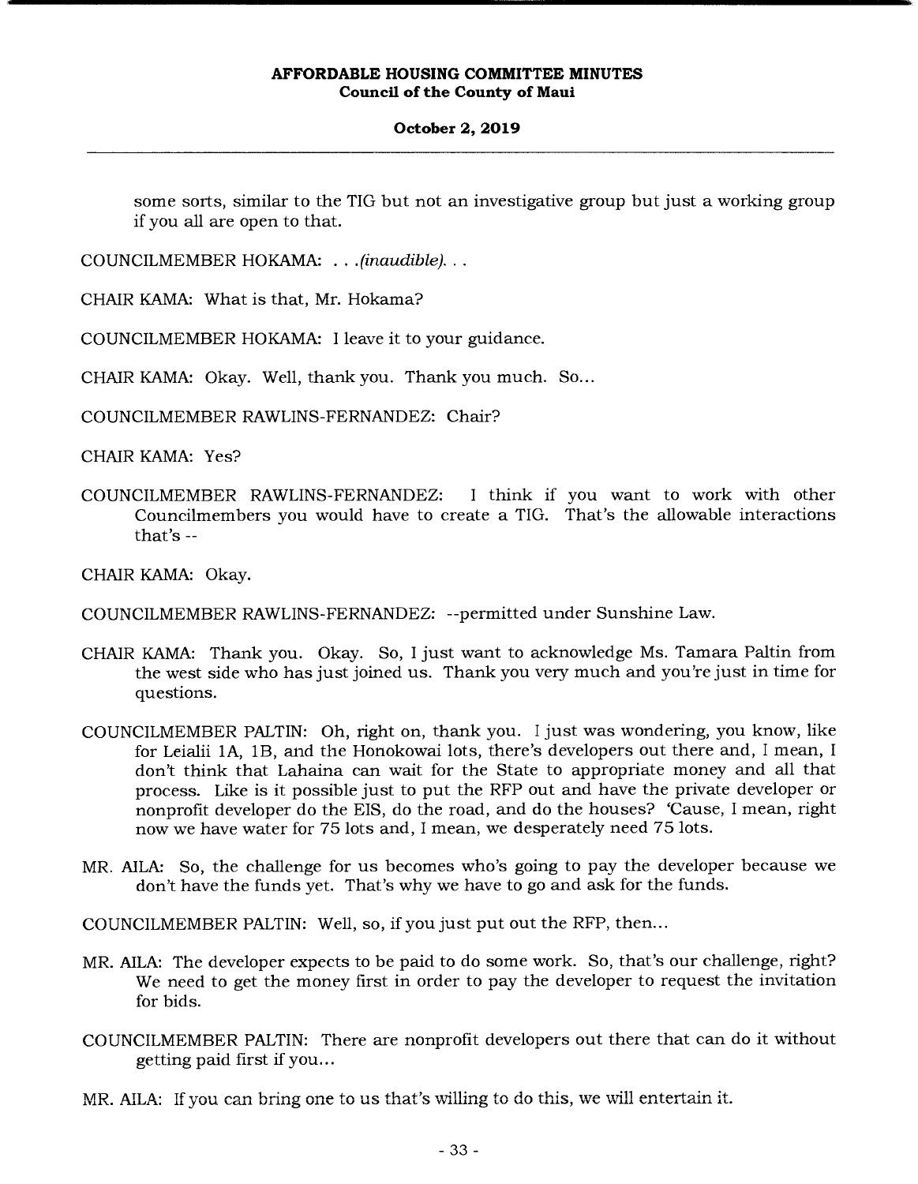some sorts, similar to the TIG but not an investigative group but just a working group if you all are open to that.

COUNCILMEMBER HOKAMA: . . .*(inaudible)*. . .

CHAIR KAMA: What is that, Mr. Hokama?

COUNCILMEMBER HOKAMA: I leave it to your guidance.

CHAIR KAMA: Okay. Well, thank you. Thank you much. So...

COUNCILMEMBER RAWLINS-FERNANDEZ: Chair?

CHAIR KAMA: Yes?

COUNCILMEMBER RAWLINS-FERNANDEZ: I think if you want to work with other Councilmembers you would have to create a TIG. That's the allowable interactions that's --

CHAIR KAMA: Okay.

COUNCILMEMBER RAWLINS-FERNANDEZ: --permitted under Sunshine Law.

CHAIR KAMA: Thank you. Okay. So, I just want to acknowledge Ms. Tamara Paltin from the west side who has just joined us. Thank you very much and you're just in time for questions.

COUNCILMEMBER PALTIN: Oh, right on, thank you. I just was wondering, you know, like for Leialii 1A, 1B, and the Honokowai lots, there's developers out there and, I mean, I don't think that Lahaina can wait for the State to appropriate money and all that process. Like is it possible just to put the RFP out and have the private developer or nonprofit developer do the EIS, do the road, and do the houses? 'Cause, I mean, right now we have water for 75 lots and, I mean, we desperately need 75 lots.

MR. AILA: So, the challenge for us becomes who's going to pay the developer because we don't have the funds yet. That's why we have to go and ask for the funds.

COUNCILMEMBER PALTIN: Well, so, if you just put out the RFP, then...

MR. AILA: The developer expects to be paid to do some work. So, that's our challenge, right? We need to get the money first in order to pay the developer to request the invitation for bids.

COUNCILMEMBER PALTIN: There are nonprofit developers out there that can do it without getting paid first if you...

MR. AILA: If you can bring one to us that's willing to do this, we will entertain it.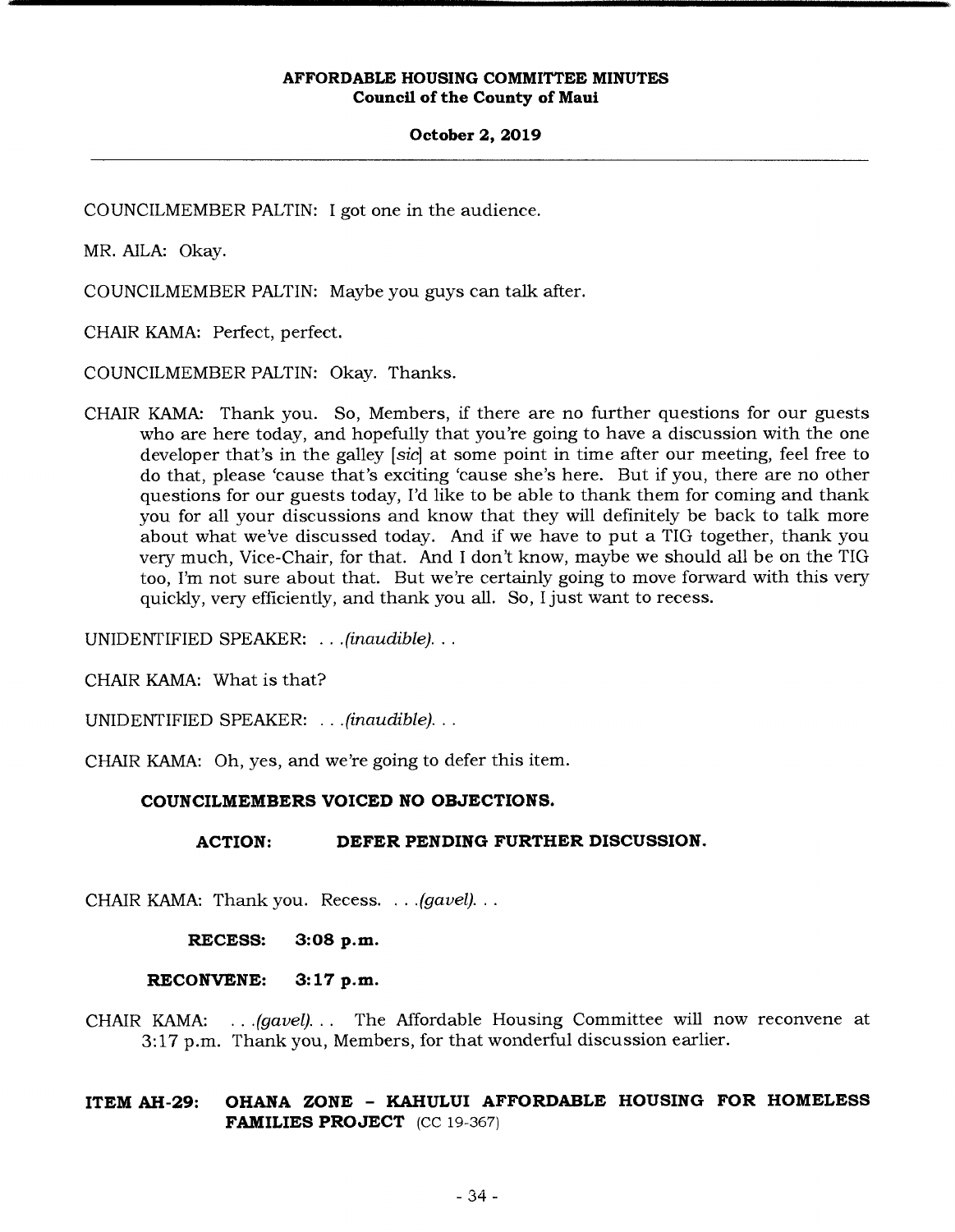COUNCILMEMBER PALTIN: I got one in the audience.

MR. AILA: Okay.

COUNCILMEMBER PALTIN: Maybe you guys can talk after.

CHAIR KAMA: Perfect, perfect.

COUNCILMEMBER PALTIN: Okay. Thanks.

CHAIR KAMA: Thank you. So, Members, if there are no further questions for our guests who are here today, and hopefully that you're going to have a discussion with the one developer that's in the galley [*sic*] at some point in time after our meeting, feel free to do that, please 'cause that's exciting 'cause she's here. But if you, there are no other questions for our guests today, I'd like to be able to thank them for coming and thank you for all your discussions and know that they will definitely be back to talk more about what we've discussed today. And if we have to put a TIG together, thank you very much, Vice-Chair, for that. And I don't know, maybe we should all be on the TIG too, I'm not sure about that. But we're certainly going to move forward with this very quickly, very efficiently, and thank you all. So, I just want to recess.

UNIDENTIFIED SPEAKER: . . .*(inaudible)*. . .

CHAIR KAMA: What is that?

UNIDENTIFIED SPEAKER: . . .*(inaudible)*. . .

CHAIR KAMA: Oh, yes, and we're going to defer this item.

**COUNCILMEMBERS VOICED NO OBJECTIONS.**

**ACTION: DEFER PENDING FURTHER DISCUSSION.**

CHAIR KAMA: Thank you. Recess. . . .*(gavel)*. . .

**RECESS: 3:08 p.m.**

**RECONVENE: 3:17 p.m.**

CHAIR KAMA: . . .*(gavel)*. . . The Affordable Housing Committee will now reconvene at 3:17 p.m. Thank you, Members, for that wonderful discussion earlier.

## ITEM AH-29: OHANA ZONE - KAHULUI AFFORDABLE HOUSING FOR HOMELESS FAMILIES PROJECT (CC 19-367)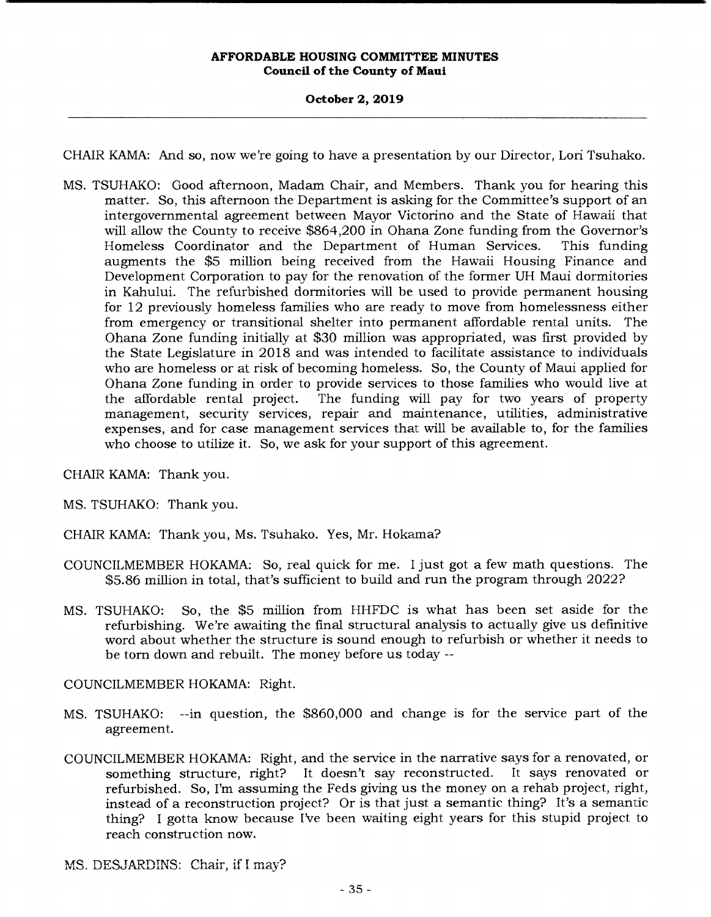CHAIR KAMA: And so, now we're going to have a presentation by our Director, Lori Tsuhako.

MS. TSUHAKO: Good afternoon, Madam Chair, and Members. Thank you for hearing this matter. So, this afternoon the Department is asking for the Committee's support of an intergovernmental agreement between Mayor Victorino and the State of Hawaii that will allow the County to receive $864,200 in Ohana Zone funding from the Governor's Homeless Coordinator and the Department of Human Services. This funding augments the $5 million being received from the Hawaii Housing Finance and Development Corporation to pay for the renovation of the former UH Maui dormitories in Kahului. The refurbished dormitories will be used to provide permanent housing for 12 previously homeless families who are ready to move from homelessness either from emergency or transitional shelter into permanent affordable rental units. The Ohana Zone funding initially at $30 million was appropriated, was first provided by the State Legislature in 2018 and was intended to facilitate assistance to individuals who are homeless or at risk of becoming homeless. So, the County of Maui applied for Ohana Zone funding in order to provide services to those families who would live at the affordable rental project. The funding will pay for two years of property management, security services, repair and maintenance, utilities, administrative expenses, and for case management services that will be available to, for the families who choose to utilize it. So, we ask for your support of this agreement.

CHAIR KAMA: Thank you.

MS. TSUHAKO: Thank you.

CHAIR KAMA: Thank you, Ms. Tsuhako. Yes, Mr. Hokama?

COUNCILMEMBER HOKAMA: So, real quick for me. I just got a few math questions. The $5.86 million in total, that's sufficient to build and run the program through 2022?

MS. TSUHAKO: So, the $5 million from HHFDC is what has been set aside for the refurbishing. We're awaiting the final structural analysis to actually give us definitive word about whether the structure is sound enough to refurbish or whether it needs to be torn down and rebuilt. The money before us today --

COUNCILMEMBER HOKAMA: Right.

MS. TSUHAKO: --in question, the $860,000 and change is for the service part of the agreement.

COUNCILMEMBER HOKAMA: Right, and the service in the narrative says for a renovated, or something structure, right? It doesn't say reconstructed. It says renovated or refurbished. So, I'm assuming the Feds giving us the money on a rehab project, right, instead of a reconstruction project? Or is that just a semantic thing? It's a semantic thing? I gotta know because I've been waiting eight years for this stupid project to reach construction now.

MS. DESJARDINS: Chair, if I may?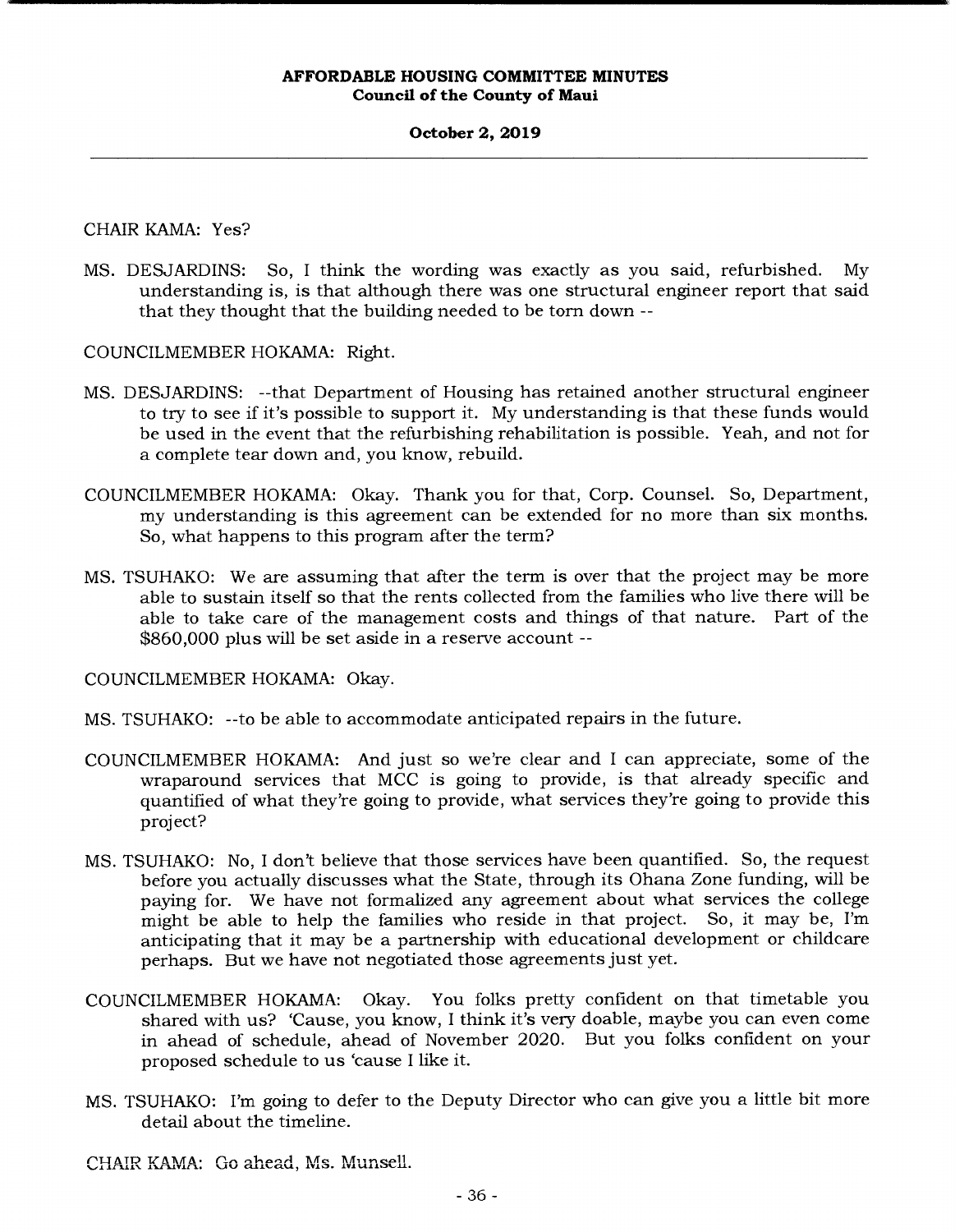CHAIR KAMA: Yes?

MS. DESJARDINS: So, I think the wording was exactly as you said, refurbished. My understanding is, is that although there was one structural engineer report that said that they thought that the building needed to be torn down --

COUNCILMEMBER HOKAMA: Right.

MS. DESJARDINS: --that Department of Housing has retained another structural engineer to try to see if it's possible to support it. My understanding is that these funds would be used in the event that the refurbishing rehabilitation is possible. Yeah, and not for a complete tear down and, you know, rebuild.

COUNCILMEMBER HOKAMA: Okay. Thank you for that, Corp. Counsel. So, Department, my understanding is this agreement can be extended for no more than six months. So, what happens to this program after the term?

MS. TSUHAKO: We are assuming that after the term is over that the project may be more able to sustain itself so that the rents collected from the families who live there will be able to take care of the management costs and things of that nature. Part of the $860,000 plus will be set aside in a reserve account --

COUNCILMEMBER HOKAMA: Okay.

MS. TSUHAKO: --to be able to accommodate anticipated repairs in the future.

COUNCILMEMBER HOKAMA: And just so we're clear and I can appreciate, some of the wraparound services that MCC is going to provide, is that already specific and quantified of what they're going to provide, what services they're going to provide this project?

MS. TSUHAKO: No, I don't believe that those services have been quantified. So, the request before you actually discusses what the State, through its Ohana Zone funding, will be paying for. We have not formalized any agreement about what services the college might be able to help the families who reside in that project. So, it may be, I'm anticipating that it may be a partnership with educational development or childcare perhaps. But we have not negotiated those agreements just yet.

COUNCILMEMBER HOKAMA: Okay. You folks pretty confident on that timetable you shared with us? 'Cause, you know, I think it's very doable, maybe you can even come in ahead of schedule, ahead of November 2020. But you folks confident on your proposed schedule to us 'cause I like it.

MS. TSUHAKO: I'm going to defer to the Deputy Director who can give you a little bit more detail about the timeline.

CHAIR KAMA: Go ahead, Ms. Munsell.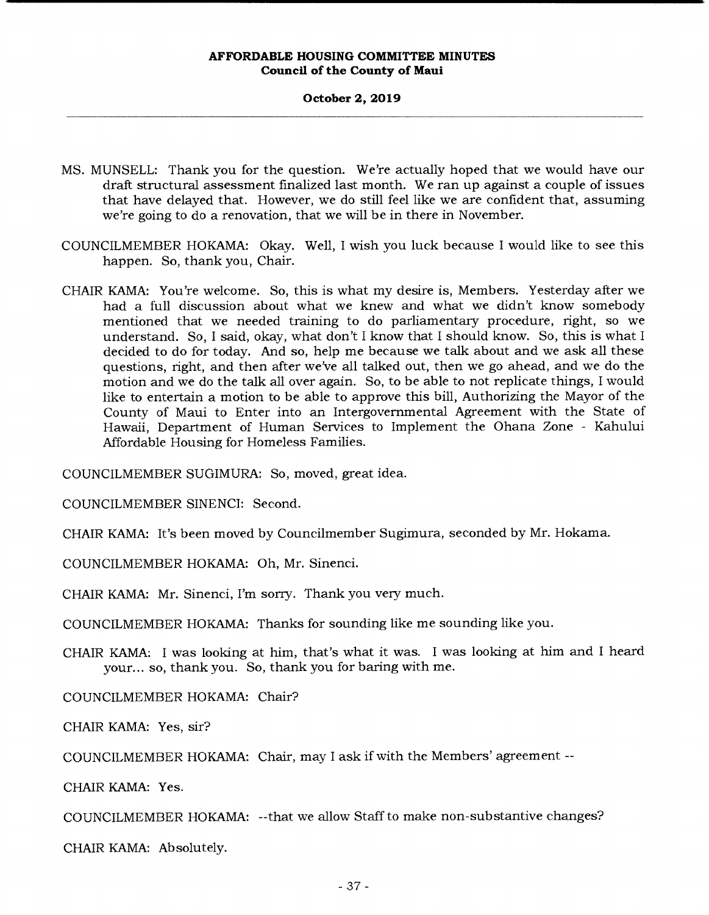MS. MUNSELL: Thank you for the question. We're actually hoped that we would have our draft structural assessment finalized last month. We ran up against a couple of issues that have delayed that. However, we do still feel like we are confident that, assuming we're going to do a renovation, that we will be in there in November.

COUNCILMEMBER HOKAMA: Okay. Well, I wish you luck because I would like to see this happen. So, thank you, Chair.

CHAIR KAMA: You're welcome. So, this is what my desire is, Members. Yesterday after we had a full discussion about what we knew and what we didn't know somebody mentioned that we needed training to do parliamentary procedure, right, so we understand. So, I said, okay, what don't I know that I should know. So, this is what I decided to do for today. And so, help me because we talk about and we ask all these questions, right, and then after we've all talked out, then we go ahead, and we do the motion and we do the talk all over again. So, to be able to not replicate things, I would like to entertain a motion to be able to approve this bill, Authorizing the Mayor of the County of Maui to Enter into an Intergovernmental Agreement with the State of Hawaii, Department of Human Services to Implement the Ohana Zone - Kahului Affordable Housing for Homeless Families.

COUNCILMEMBER SUGIMURA: So, moved, great idea.

COUNCILMEMBER SINENCI: Second.

CHAIR KAMA: It's been moved by Councilmember Sugimura, seconded by Mr. Hokama.

COUNCILMEMBER HOKAMA: Oh, Mr. Sinenci.

CHAIR KAMA: Mr. Sinenci, I'm sorry. Thank you very much.

COUNCILMEMBER HOKAMA: Thanks for sounding like me sounding like you.

CHAIR KAMA: I was looking at him, that's what it was. I was looking at him and I heard your... so, thank you. So, thank you for baring with me.

COUNCILMEMBER HOKAMA: Chair?

CHAIR KAMA: Yes, sir?

COUNCILMEMBER HOKAMA: Chair, may I ask if with the Members' agreement --

CHAIR KAMA: Yes.

COUNCILMEMBER HOKAMA: --that we allow Staff to make non-substantive changes?

CHAIR KAMA: Absolutely.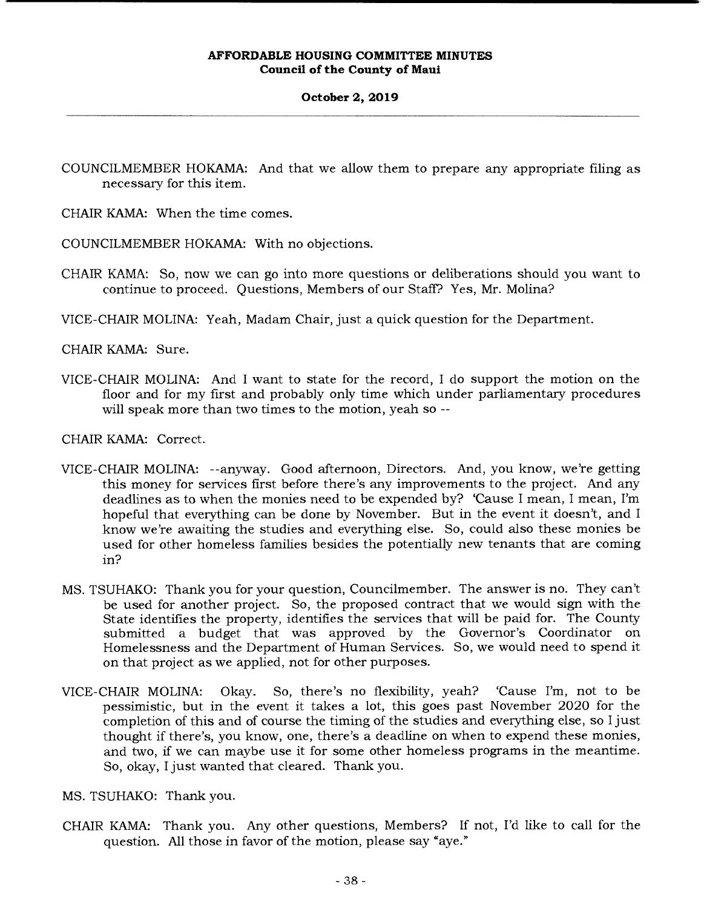COUNCILMEMBER HOKAMA: And that we allow them to prepare any appropriate filing as necessary for this item.

CHAIR KAMA: When the time comes.

COUNCILMEMBER HOKAMA: With no objections.

CHAIR KAMA: So, now we can go into more questions or deliberations should you want to continue to proceed. Questions, Members of our Staff? Yes, Mr. Molina?

VICE-CHAIR MOLINA: Yeah, Madam Chair, just a quick question for the Department.

CHAIR KAMA: Sure.

VICE-CHAIR MOLINA: And I want to state for the record, I do support the motion on the floor and for my first and probably only time which under parliamentary procedures will speak more than two times to the motion, yeah so --

CHAIR KAMA: Correct.

VICE-CHAIR MOLINA: --anyway. Good afternoon, Directors. And, you know, we're getting this money for services first before there's any improvements to the project. And any deadlines as to when the monies need to be expended by? 'Cause I mean, I mean, I'm hopeful that everything can be done by November. But in the event it doesn't, and I know we're awaiting the studies and everything else. So, could also these monies be used for other homeless families besides the potentially new tenants that are coming in?

MS. TSUHAKO: Thank you for your question, Councilmember. The answer is no. They can't be used for another project. So, the proposed contract that we would sign with the State identifies the property, identifies the services that will be paid for. The County submitted a budget that was approved by the Governor's Coordinator on Homelessness and the Department of Human Services. So, we would need to spend it on that project as we applied, not for other purposes.

VICE-CHAIR MOLINA: Okay. So, there's no flexibility, yeah? 'Cause I'm, not to be pessimistic, but in the event it takes a lot, this goes past November 2020 for the completion of this and of course the timing of the studies and everything else, so I just thought if there's, you know, one, there's a deadline on when to expend these monies, and two, if we can maybe use it for some other homeless programs in the meantime. So, okay, I just wanted that cleared. Thank you.

MS. TSUHAKO: Thank you.

CHAIR KAMA: Thank you. Any other questions, Members? If not, I'd like to call for the question. All those in favor of the motion, please say "aye."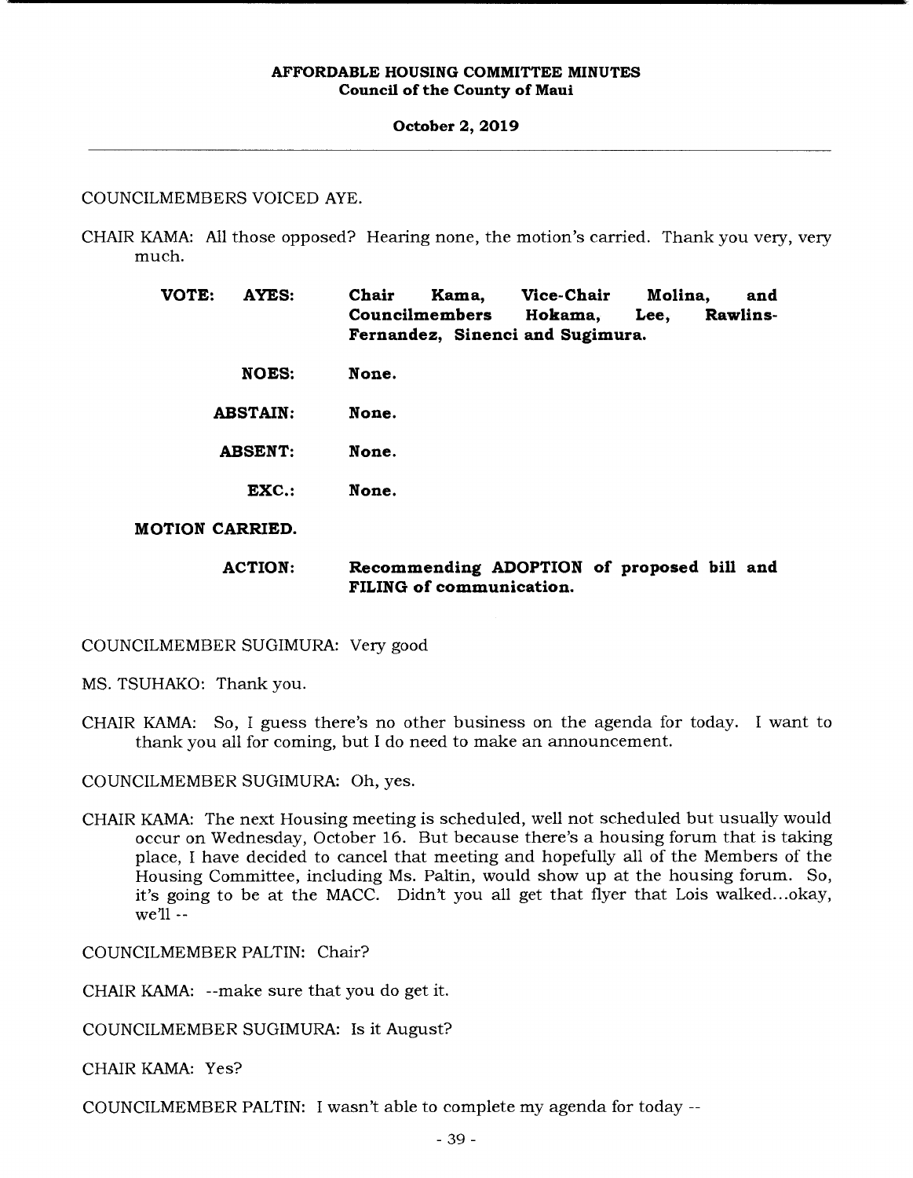COUNCILMEMBERS VOICED AYE.

CHAIR KAMA: All those opposed? Hearing none, the motion's carried. Thank you very, very much.

**VOTE: AYES: Chair Kama, Vice-Chair Molina, and Councilmembers Hokama, Lee, Rawlins-Fernandez, Sinenci and Sugimura.**

**NOES: None.**

**ABSTAIN: None.**

**ABSENT: None.**

**EXC.: None.**

**MOTION CARRIED.**

**ACTION: Recommending ADOPTION of proposed bill and FILING of communication.**

COUNCILMEMBER SUGIMURA: Very good

MS. TSUHAKO: Thank you.

CHAIR KAMA: So, I guess there's no other business on the agenda for today. I want to thank you all for coming, but I do need to make an announcement.

COUNCILMEMBER SUGIMURA: Oh, yes.

CHAIR KAMA: The next Housing meeting is scheduled, well not scheduled but usually would occur on Wednesday, October 16. But because there's a housing forum that is taking place, I have decided to cancel that meeting and hopefully all of the Members of the Housing Committee, including Ms. Paltin, would show up at the housing forum. So, it's going to be at the MACC. Didn't you all get that flyer that Lois walked...okay, we'll --

COUNCILMEMBER PALTIN: Chair?

CHAIR KAMA: --make sure that you do get it.

COUNCILMEMBER SUGIMURA: Is it August?

CHAIR KAMA: Yes?

COUNCILMEMBER PALTIN: I wasn't able to complete my agenda for today --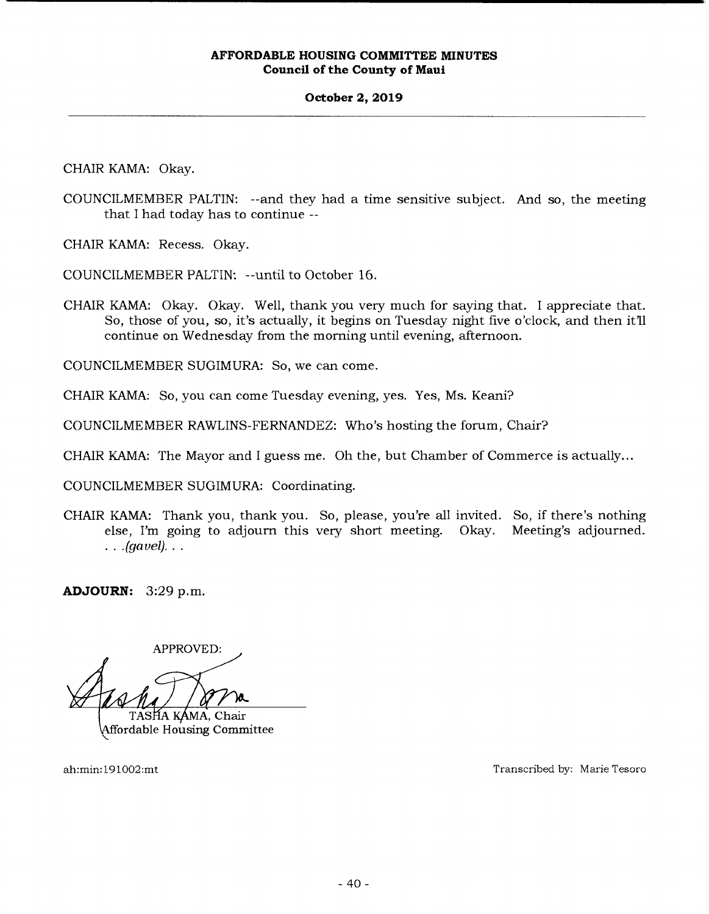CHAIR KAMA: Okay.

COUNCILMEMBER PALTIN: --and they had a time sensitive subject. And so, the meeting that I had today has to continue --

CHAIR KAMA: Recess. Okay.

COUNCILMEMBER PALTIN: --until to October 16.

CHAIR KAMA: Okay. Okay. Well, thank you very much for saying that. I appreciate that. So, those of you, so, it's actually, it begins on Tuesday night five o'clock, and then it'll continue on Wednesday from the morning until evening, afternoon.

COUNCILMEMBER SUGIMURA: So, we can come.

CHAIR KAMA: So, you can come Tuesday evening, yes. Yes, Ms. Keani?

COUNCILMEMBER RAWLINS-FERNANDEZ: Who's hosting the forum, Chair?

CHAIR KAMA: The Mayor and I guess me. Oh the, but Chamber of Commerce is actually...

COUNCILMEMBER SUGIMURA: Coordinating.

CHAIR KAMA: Thank you, thank you. So, please, you're all invited. So, if there's nothing else, I'm going to adjourn this very short meeting. Okay. Meeting's adjourned. . . .*(gavel)*. . .

**ADJOURN:** 3:29 p.m.

APPROVED:

TASHA KAMA, Chair
Affordable Housing Committee

ah:min:191002:mt

Transcribed by: Marie Tesoro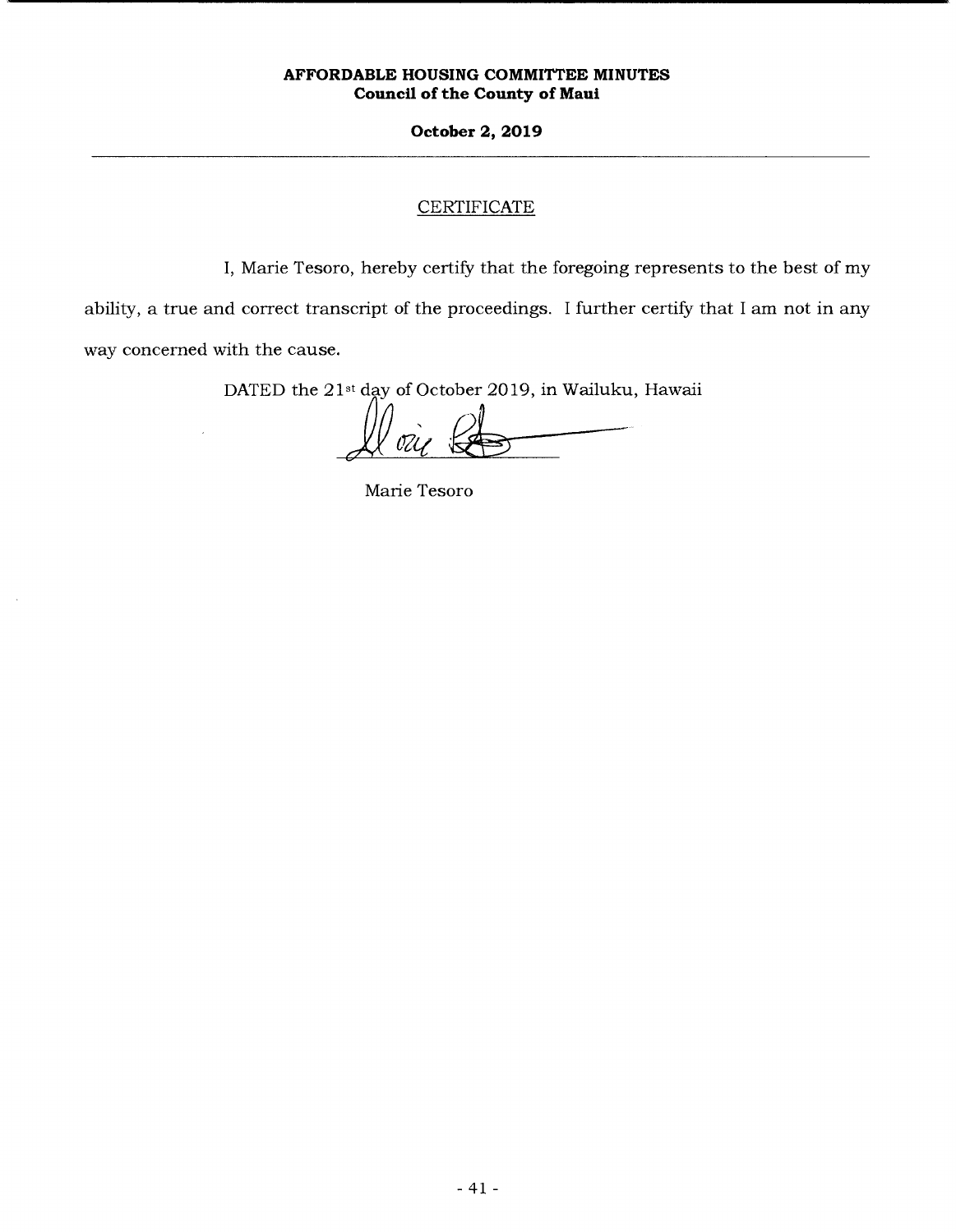**AFFORDABLE HOUSING COMMITTEE MINUTES**
**Council of the County of Maui**

**October 2, 2019**

---

CERTIFICATE

I, Marie Tesoro, hereby certify that the foregoing represents to the best of my ability, a true and correct transcript of the proceedings. I further certify that I am not in any way concerned with the cause.

DATED the 21st day of October 2019, in Wailuku, Hawaii

Marie Tesoro